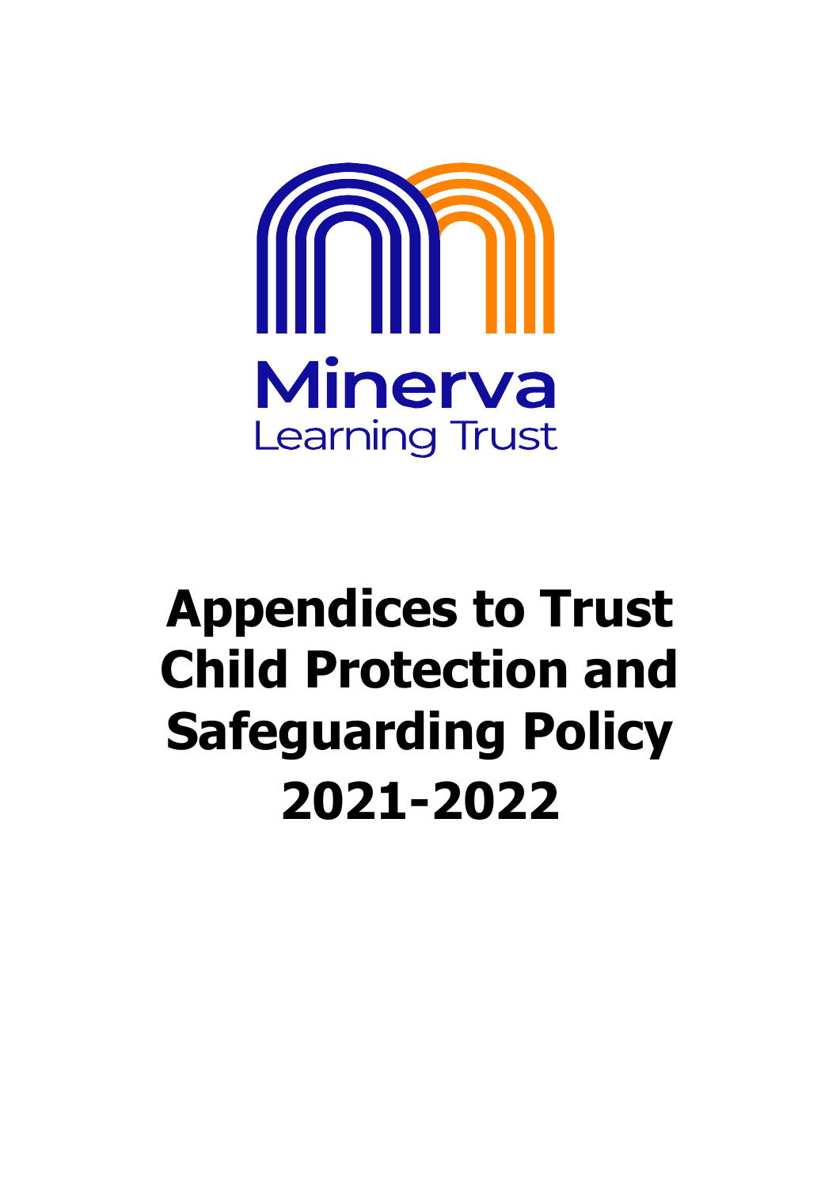Minerva
Learning Trust

# Appendices to Trust Child Protection and Safeguarding Policy 2021-2022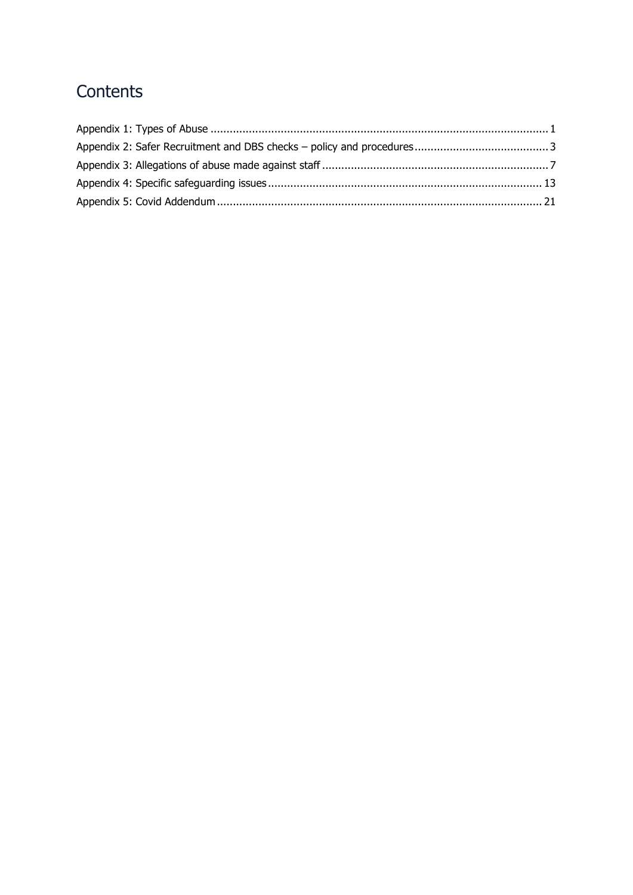# Contents

- Appendix 1: Types of Abuse ........................................................................................................ 1
- Appendix 2: Safer Recruitment and DBS checks – policy and procedures ......................................... 3
- Appendix 3: Allegations of abuse made against staff ...................................................................... 7
- Appendix 4: Specific safeguarding issues ..................................................................................... 13
- Appendix 5: Covid Addendum ..................................................................................................... 21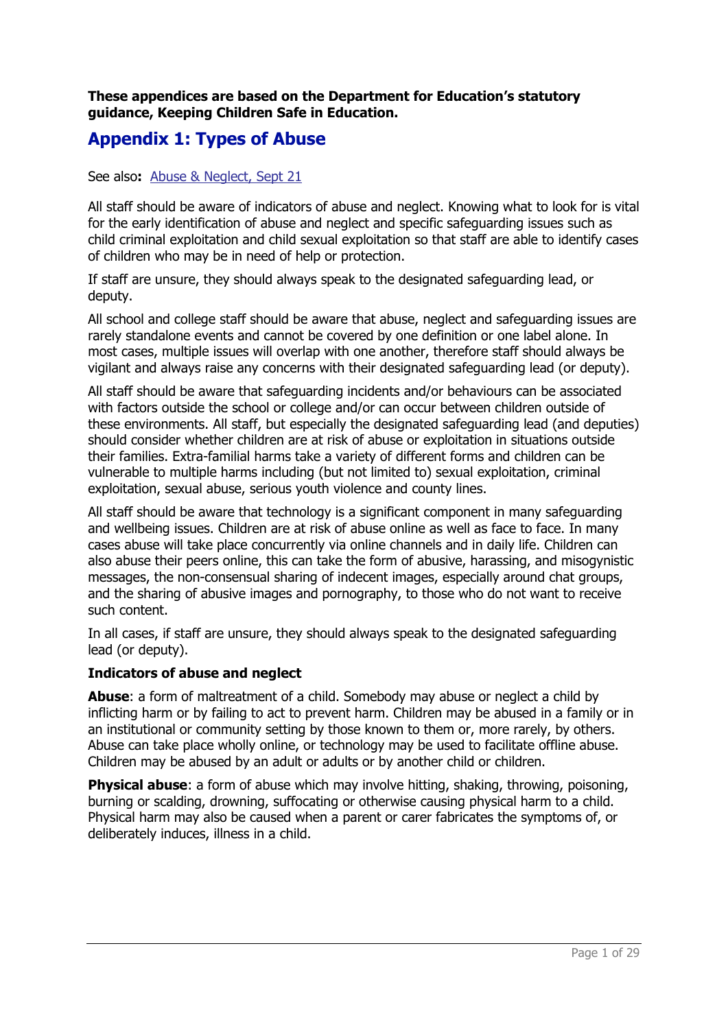**These appendices are based on the Department for Education's statutory guidance, Keeping Children Safe in Education.**

## Appendix 1: Types of Abuse

See also**:** [Abuse & Neglect, Sept 21]

All staff should be aware of indicators of abuse and neglect. Knowing what to look for is vital for the early identification of abuse and neglect and specific safeguarding issues such as child criminal exploitation and child sexual exploitation so that staff are able to identify cases of children who may be in need of help or protection.

If staff are unsure, they should always speak to the designated safeguarding lead, or deputy.

All school and college staff should be aware that abuse, neglect and safeguarding issues are rarely standalone events and cannot be covered by one definition or one label alone. In most cases, multiple issues will overlap with one another, therefore staff should always be vigilant and always raise any concerns with their designated safeguarding lead (or deputy).

All staff should be aware that safeguarding incidents and/or behaviours can be associated with factors outside the school or college and/or can occur between children outside of these environments. All staff, but especially the designated safeguarding lead (and deputies) should consider whether children are at risk of abuse or exploitation in situations outside their families. Extra-familial harms take a variety of different forms and children can be vulnerable to multiple harms including (but not limited to) sexual exploitation, criminal exploitation, sexual abuse, serious youth violence and county lines.

All staff should be aware that technology is a significant component in many safeguarding and wellbeing issues. Children are at risk of abuse online as well as face to face. In many cases abuse will take place concurrently via online channels and in daily life. Children can also abuse their peers online, this can take the form of abusive, harassing, and misogynistic messages, the non-consensual sharing of indecent images, especially around chat groups, and the sharing of abusive images and pornography, to those who do not want to receive such content.

In all cases, if staff are unsure, they should always speak to the designated safeguarding lead (or deputy).

### Indicators of abuse and neglect

**Abuse**: a form of maltreatment of a child. Somebody may abuse or neglect a child by inflicting harm or by failing to act to prevent harm. Children may be abused in a family or in an institutional or community setting by those known to them or, more rarely, by others. Abuse can take place wholly online, or technology may be used to facilitate offline abuse. Children may be abused by an adult or adults or by another child or children.

**Physical abuse**: a form of abuse which may involve hitting, shaking, throwing, poisoning, burning or scalding, drowning, suffocating or otherwise causing physical harm to a child. Physical harm may also be caused when a parent or carer fabricates the symptoms of, or deliberately induces, illness in a child.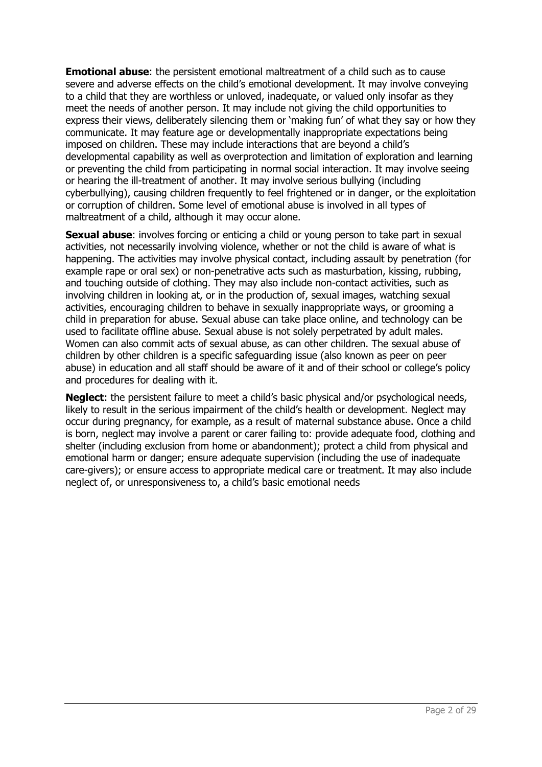**Emotional abuse**: the persistent emotional maltreatment of a child such as to cause severe and adverse effects on the child's emotional development. It may involve conveying to a child that they are worthless or unloved, inadequate, or valued only insofar as they meet the needs of another person. It may include not giving the child opportunities to express their views, deliberately silencing them or 'making fun' of what they say or how they communicate. It may feature age or developmentally inappropriate expectations being imposed on children. These may include interactions that are beyond a child's developmental capability as well as overprotection and limitation of exploration and learning or preventing the child from participating in normal social interaction. It may involve seeing or hearing the ill-treatment of another. It may involve serious bullying (including cyberbullying), causing children frequently to feel frightened or in danger, or the exploitation or corruption of children. Some level of emotional abuse is involved in all types of maltreatment of a child, although it may occur alone.

**Sexual abuse**: involves forcing or enticing a child or young person to take part in sexual activities, not necessarily involving violence, whether or not the child is aware of what is happening. The activities may involve physical contact, including assault by penetration (for example rape or oral sex) or non-penetrative acts such as masturbation, kissing, rubbing, and touching outside of clothing. They may also include non-contact activities, such as involving children in looking at, or in the production of, sexual images, watching sexual activities, encouraging children to behave in sexually inappropriate ways, or grooming a child in preparation for abuse. Sexual abuse can take place online, and technology can be used to facilitate offline abuse. Sexual abuse is not solely perpetrated by adult males. Women can also commit acts of sexual abuse, as can other children. The sexual abuse of children by other children is a specific safeguarding issue (also known as peer on peer abuse) in education and all staff should be aware of it and of their school or college's policy and procedures for dealing with it.

**Neglect**: the persistent failure to meet a child's basic physical and/or psychological needs, likely to result in the serious impairment of the child's health or development. Neglect may occur during pregnancy, for example, as a result of maternal substance abuse. Once a child is born, neglect may involve a parent or carer failing to: provide adequate food, clothing and shelter (including exclusion from home or abandonment); protect a child from physical and emotional harm or danger; ensure adequate supervision (including the use of inadequate care-givers); or ensure access to appropriate medical care or treatment. It may also include neglect of, or unresponsiveness to, a child's basic emotional needs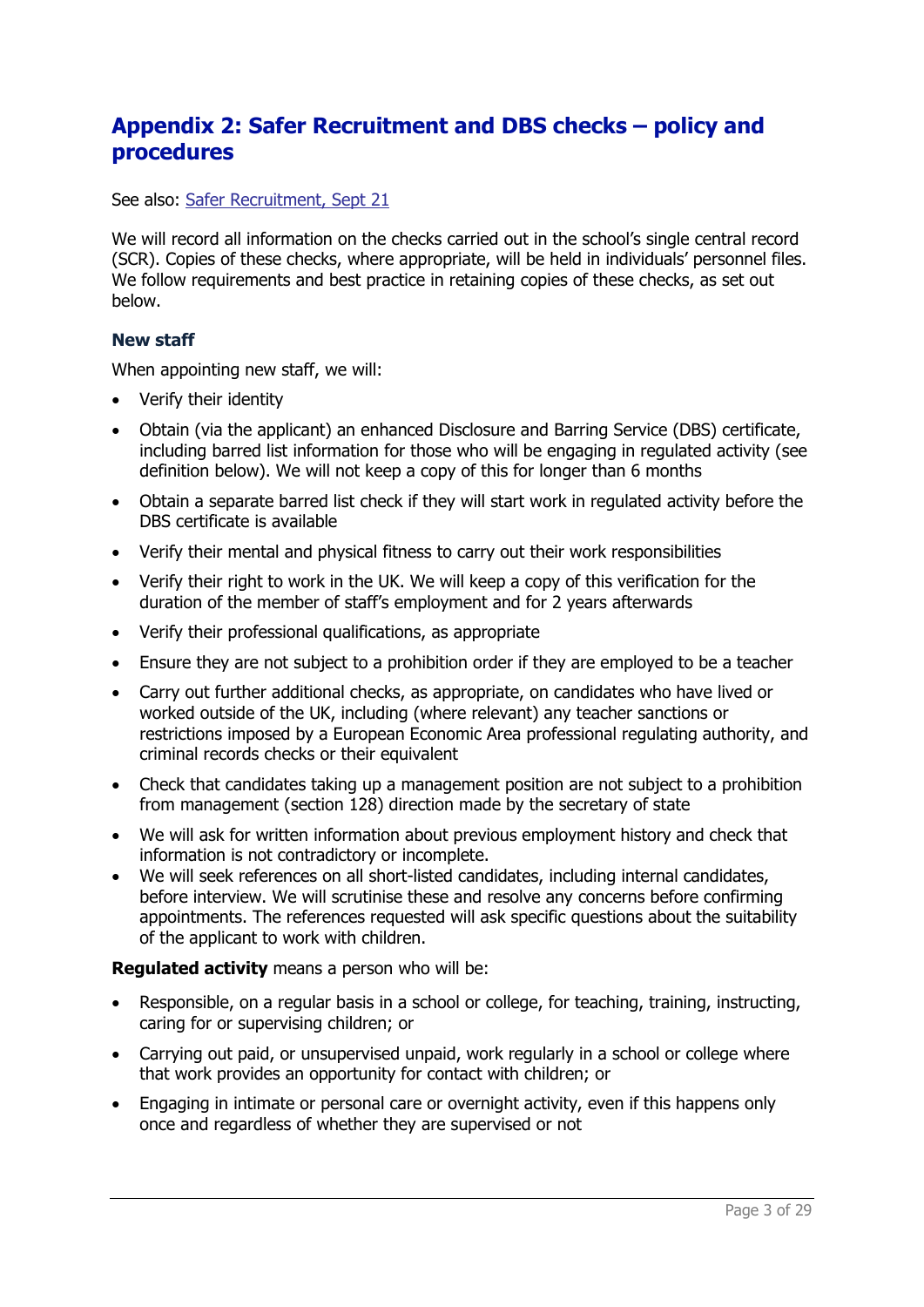## Appendix 2: Safer Recruitment and DBS checks – policy and procedures

See also: Safer Recruitment, Sept 21

We will record all information on the checks carried out in the school's single central record (SCR). Copies of these checks, where appropriate, will be held in individuals' personnel files. We follow requirements and best practice in retaining copies of these checks, as set out below.

### New staff

When appointing new staff, we will:

- Verify their identity
- Obtain (via the applicant) an enhanced Disclosure and Barring Service (DBS) certificate, including barred list information for those who will be engaging in regulated activity (see definition below). We will not keep a copy of this for longer than 6 months
- Obtain a separate barred list check if they will start work in regulated activity before the DBS certificate is available
- Verify their mental and physical fitness to carry out their work responsibilities
- Verify their right to work in the UK. We will keep a copy of this verification for the duration of the member of staff's employment and for 2 years afterwards
- Verify their professional qualifications, as appropriate
- Ensure they are not subject to a prohibition order if they are employed to be a teacher
- Carry out further additional checks, as appropriate, on candidates who have lived or worked outside of the UK, including (where relevant) any teacher sanctions or restrictions imposed by a European Economic Area professional regulating authority, and criminal records checks or their equivalent
- Check that candidates taking up a management position are not subject to a prohibition from management (section 128) direction made by the secretary of state
- We will ask for written information about previous employment history and check that information is not contradictory or incomplete.
- We will seek references on all short-listed candidates, including internal candidates, before interview. We will scrutinise these and resolve any concerns before confirming appointments. The references requested will ask specific questions about the suitability of the applicant to work with children.

**Regulated activity** means a person who will be:

- Responsible, on a regular basis in a school or college, for teaching, training, instructing, caring for or supervising children; or
- Carrying out paid, or unsupervised unpaid, work regularly in a school or college where that work provides an opportunity for contact with children; or
- Engaging in intimate or personal care or overnight activity, even if this happens only once and regardless of whether they are supervised or not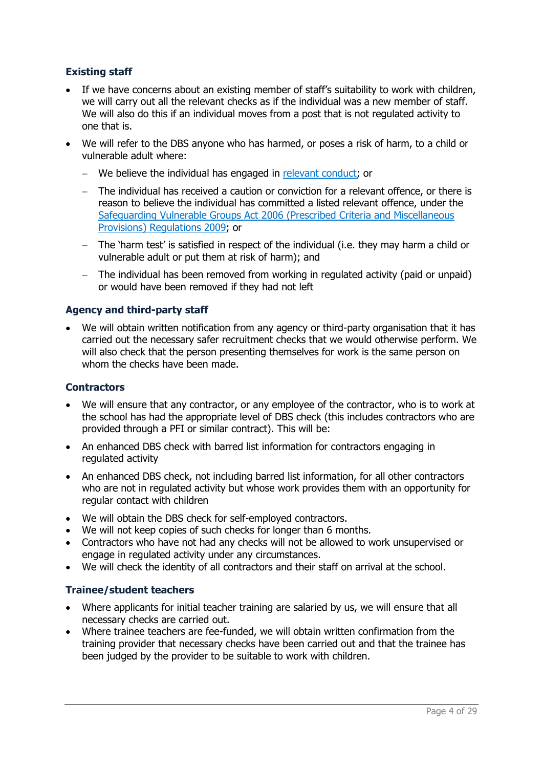### Existing staff

- If we have concerns about an existing member of staff's suitability to work with children, we will carry out all the relevant checks as if the individual was a new member of staff. We will also do this if an individual moves from a post that is not regulated activity to one that is.
- We will refer to the DBS anyone who has harmed, or poses a risk of harm, to a child or vulnerable adult where:
  - We believe the individual has engaged in relevant conduct; or
  - The individual has received a caution or conviction for a relevant offence, or there is reason to believe the individual has committed a listed relevant offence, under the Safeguarding Vulnerable Groups Act 2006 (Prescribed Criteria and Miscellaneous Provisions) Regulations 2009; or
  - The 'harm test' is satisfied in respect of the individual (i.e. they may harm a child or vulnerable adult or put them at risk of harm); and
  - The individual has been removed from working in regulated activity (paid or unpaid) or would have been removed if they had not left

### Agency and third-party staff

- We will obtain written notification from any agency or third-party organisation that it has carried out the necessary safer recruitment checks that we would otherwise perform. We will also check that the person presenting themselves for work is the same person on whom the checks have been made.

### Contractors

- We will ensure that any contractor, or any employee of the contractor, who is to work at the school has had the appropriate level of DBS check (this includes contractors who are provided through a PFI or similar contract). This will be:
- An enhanced DBS check with barred list information for contractors engaging in regulated activity
- An enhanced DBS check, not including barred list information, for all other contractors who are not in regulated activity but whose work provides them with an opportunity for regular contact with children
- We will obtain the DBS check for self-employed contractors.
- We will not keep copies of such checks for longer than 6 months.
- Contractors who have not had any checks will not be allowed to work unsupervised or engage in regulated activity under any circumstances.
- We will check the identity of all contractors and their staff on arrival at the school.

### Trainee/student teachers

- Where applicants for initial teacher training are salaried by us, we will ensure that all necessary checks are carried out.
- Where trainee teachers are fee-funded, we will obtain written confirmation from the training provider that necessary checks have been carried out and that the trainee has been judged by the provider to be suitable to work with children.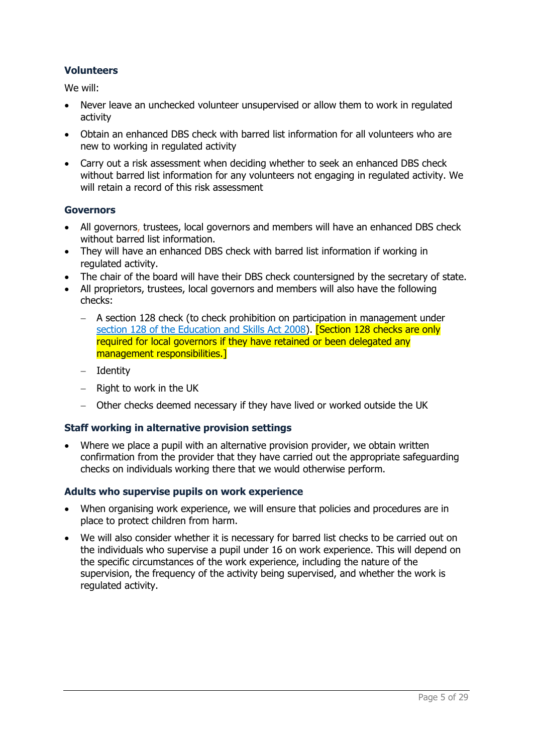### Volunteers

We will:

- Never leave an unchecked volunteer unsupervised or allow them to work in regulated activity
- Obtain an enhanced DBS check with barred list information for all volunteers who are new to working in regulated activity
- Carry out a risk assessment when deciding whether to seek an enhanced DBS check without barred list information for any volunteers not engaging in regulated activity. We will retain a record of this risk assessment

### Governors

- All governors, trustees, local governors and members will have an enhanced DBS check without barred list information.
- They will have an enhanced DBS check with barred list information if working in regulated activity.
- The chair of the board will have their DBS check countersigned by the secretary of state.
- All proprietors, trustees, local governors and members will also have the following checks:
  - A section 128 check (to check prohibition on participation in management under section 128 of the Education and Skills Act 2008). [Section 128 checks are only required for local governors if they have retained or been delegated any management responsibilities.]
  - Identity
  - Right to work in the UK
  - Other checks deemed necessary if they have lived or worked outside the UK

### Staff working in alternative provision settings

- Where we place a pupil with an alternative provision provider, we obtain written confirmation from the provider that they have carried out the appropriate safeguarding checks on individuals working there that we would otherwise perform.

### Adults who supervise pupils on work experience

- When organising work experience, we will ensure that policies and procedures are in place to protect children from harm.
- We will also consider whether it is necessary for barred list checks to be carried out on the individuals who supervise a pupil under 16 on work experience. This will depend on the specific circumstances of the work experience, including the nature of the supervision, the frequency of the activity being supervised, and whether the work is regulated activity.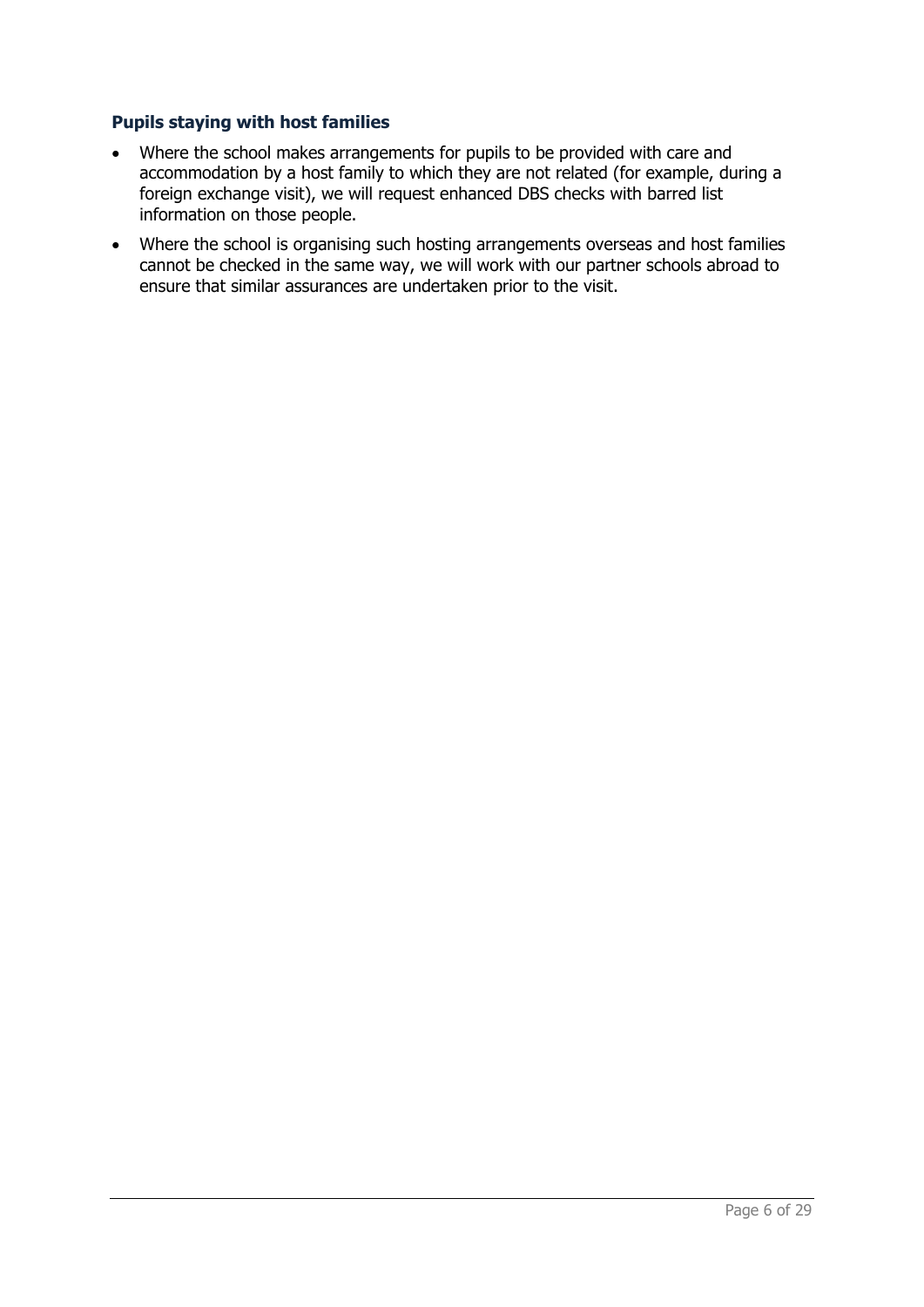### Pupils staying with host families

- Where the school makes arrangements for pupils to be provided with care and accommodation by a host family to which they are not related (for example, during a foreign exchange visit), we will request enhanced DBS checks with barred list information on those people.
- Where the school is organising such hosting arrangements overseas and host families cannot be checked in the same way, we will work with our partner schools abroad to ensure that similar assurances are undertaken prior to the visit.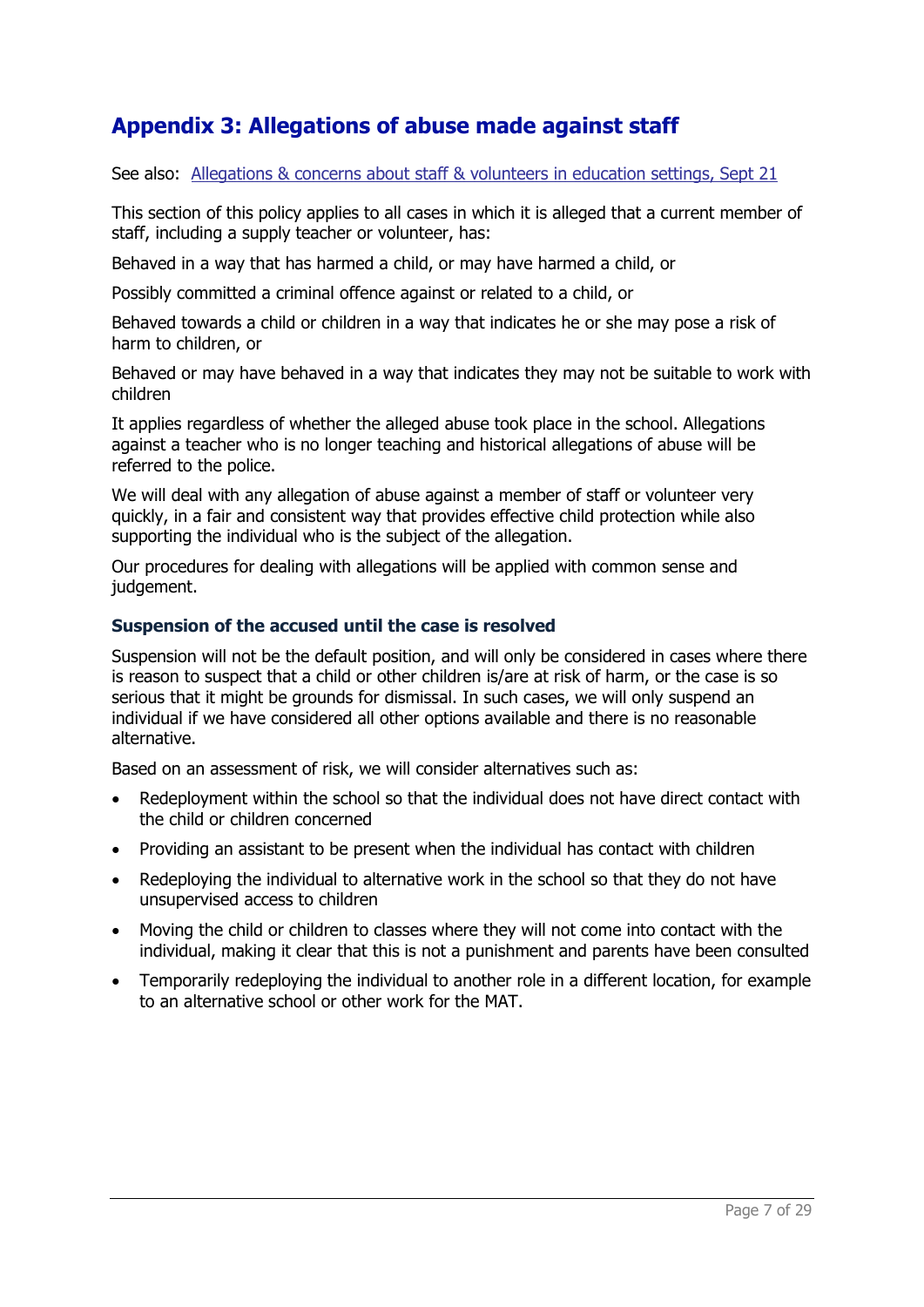## Appendix 3: Allegations of abuse made against staff

See also: [Allegations & concerns about staff & volunteers in education settings, Sept 21]

This section of this policy applies to all cases in which it is alleged that a current member of staff, including a supply teacher or volunteer, has:

Behaved in a way that has harmed a child, or may have harmed a child, or

Possibly committed a criminal offence against or related to a child, or

Behaved towards a child or children in a way that indicates he or she may pose a risk of harm to children, or

Behaved or may have behaved in a way that indicates they may not be suitable to work with children

It applies regardless of whether the alleged abuse took place in the school. Allegations against a teacher who is no longer teaching and historical allegations of abuse will be referred to the police.

We will deal with any allegation of abuse against a member of staff or volunteer very quickly, in a fair and consistent way that provides effective child protection while also supporting the individual who is the subject of the allegation.

Our procedures for dealing with allegations will be applied with common sense and judgement.

### Suspension of the accused until the case is resolved

Suspension will not be the default position, and will only be considered in cases where there is reason to suspect that a child or other children is/are at risk of harm, or the case is so serious that it might be grounds for dismissal. In such cases, we will only suspend an individual if we have considered all other options available and there is no reasonable alternative.

Based on an assessment of risk, we will consider alternatives such as:

- Redeployment within the school so that the individual does not have direct contact with the child or children concerned
- Providing an assistant to be present when the individual has contact with children
- Redeploying the individual to alternative work in the school so that they do not have unsupervised access to children
- Moving the child or children to classes where they will not come into contact with the individual, making it clear that this is not a punishment and parents have been consulted
- Temporarily redeploying the individual to another role in a different location, for example to an alternative school or other work for the MAT.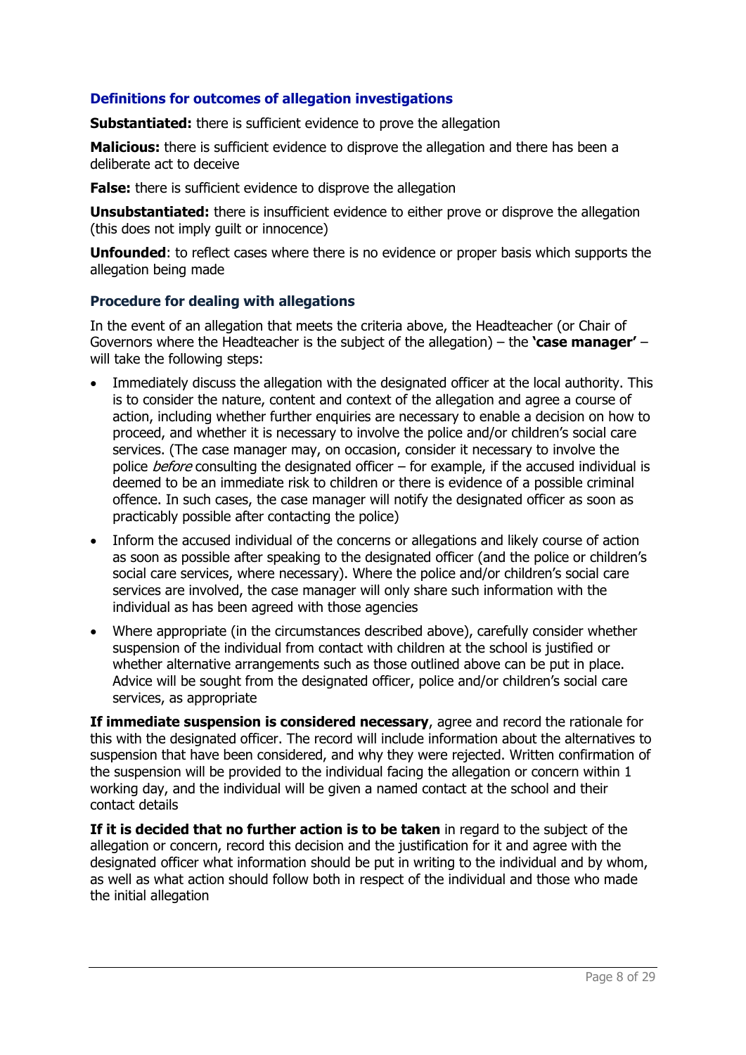### Definitions for outcomes of allegation investigations

**Substantiated:** there is sufficient evidence to prove the allegation

**Malicious:** there is sufficient evidence to disprove the allegation and there has been a deliberate act to deceive

**False:** there is sufficient evidence to disprove the allegation

**Unsubstantiated:** there is insufficient evidence to either prove or disprove the allegation (this does not imply guilt or innocence)

**Unfounded**: to reflect cases where there is no evidence or proper basis which supports the allegation being made

### Procedure for dealing with allegations

In the event of an allegation that meets the criteria above, the Headteacher (or Chair of Governors where the Headteacher is the subject of the allegation) – the **'case manager'** – will take the following steps:

- Immediately discuss the allegation with the designated officer at the local authority. This is to consider the nature, content and context of the allegation and agree a course of action, including whether further enquiries are necessary to enable a decision on how to proceed, and whether it is necessary to involve the police and/or children's social care services. (The case manager may, on occasion, consider it necessary to involve the police *before* consulting the designated officer – for example, if the accused individual is deemed to be an immediate risk to children or there is evidence of a possible criminal offence. In such cases, the case manager will notify the designated officer as soon as practicably possible after contacting the police)
- Inform the accused individual of the concerns or allegations and likely course of action as soon as possible after speaking to the designated officer (and the police or children's social care services, where necessary). Where the police and/or children's social care services are involved, the case manager will only share such information with the individual as has been agreed with those agencies
- Where appropriate (in the circumstances described above), carefully consider whether suspension of the individual from contact with children at the school is justified or whether alternative arrangements such as those outlined above can be put in place. Advice will be sought from the designated officer, police and/or children's social care services, as appropriate

**If immediate suspension is considered necessary**, agree and record the rationale for this with the designated officer. The record will include information about the alternatives to suspension that have been considered, and why they were rejected. Written confirmation of the suspension will be provided to the individual facing the allegation or concern within 1 working day, and the individual will be given a named contact at the school and their contact details

**If it is decided that no further action is to be taken** in regard to the subject of the allegation or concern, record this decision and the justification for it and agree with the designated officer what information should be put in writing to the individual and by whom, as well as what action should follow both in respect of the individual and those who made the initial allegation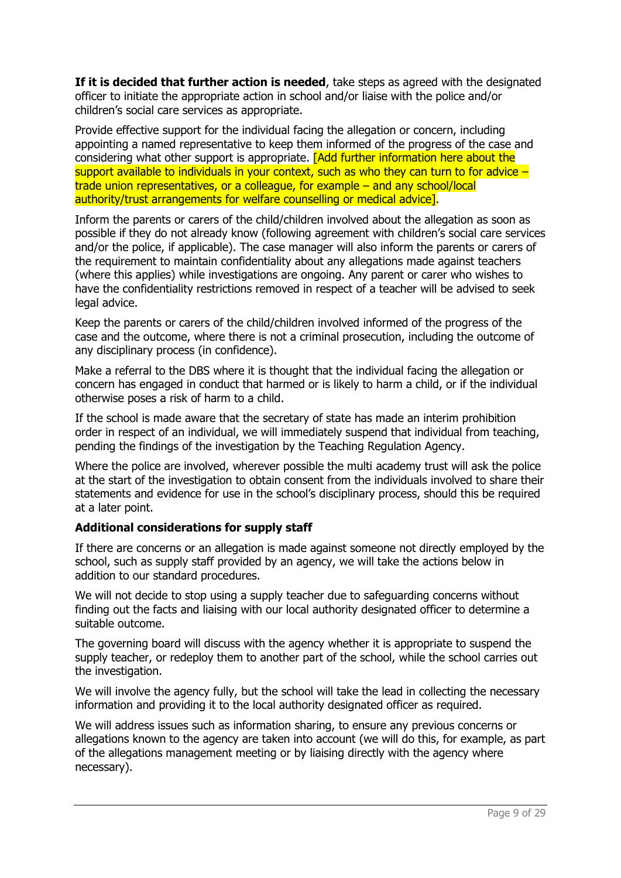**If it is decided that further action is needed**, take steps as agreed with the designated officer to initiate the appropriate action in school and/or liaise with the police and/or children's social care services as appropriate.

Provide effective support for the individual facing the allegation or concern, including appointing a named representative to keep them informed of the progress of the case and considering what other support is appropriate. [Add further information here about the support available to individuals in your context, such as who they can turn to for advice – trade union representatives, or a colleague, for example – and any school/local authority/trust arrangements for welfare counselling or medical advice].

Inform the parents or carers of the child/children involved about the allegation as soon as possible if they do not already know (following agreement with children's social care services and/or the police, if applicable). The case manager will also inform the parents or carers of the requirement to maintain confidentiality about any allegations made against teachers (where this applies) while investigations are ongoing. Any parent or carer who wishes to have the confidentiality restrictions removed in respect of a teacher will be advised to seek legal advice.

Keep the parents or carers of the child/children involved informed of the progress of the case and the outcome, where there is not a criminal prosecution, including the outcome of any disciplinary process (in confidence).

Make a referral to the DBS where it is thought that the individual facing the allegation or concern has engaged in conduct that harmed or is likely to harm a child, or if the individual otherwise poses a risk of harm to a child.

If the school is made aware that the secretary of state has made an interim prohibition order in respect of an individual, we will immediately suspend that individual from teaching, pending the findings of the investigation by the Teaching Regulation Agency.

Where the police are involved, wherever possible the multi academy trust will ask the police at the start of the investigation to obtain consent from the individuals involved to share their statements and evidence for use in the school's disciplinary process, should this be required at a later point.

**Additional considerations for supply staff**

If there are concerns or an allegation is made against someone not directly employed by the school, such as supply staff provided by an agency, we will take the actions below in addition to our standard procedures.

We will not decide to stop using a supply teacher due to safeguarding concerns without finding out the facts and liaising with our local authority designated officer to determine a suitable outcome.

The governing board will discuss with the agency whether it is appropriate to suspend the supply teacher, or redeploy them to another part of the school, while the school carries out the investigation.

We will involve the agency fully, but the school will take the lead in collecting the necessary information and providing it to the local authority designated officer as required.

We will address issues such as information sharing, to ensure any previous concerns or allegations known to the agency are taken into account (we will do this, for example, as part of the allegations management meeting or by liaising directly with the agency where necessary).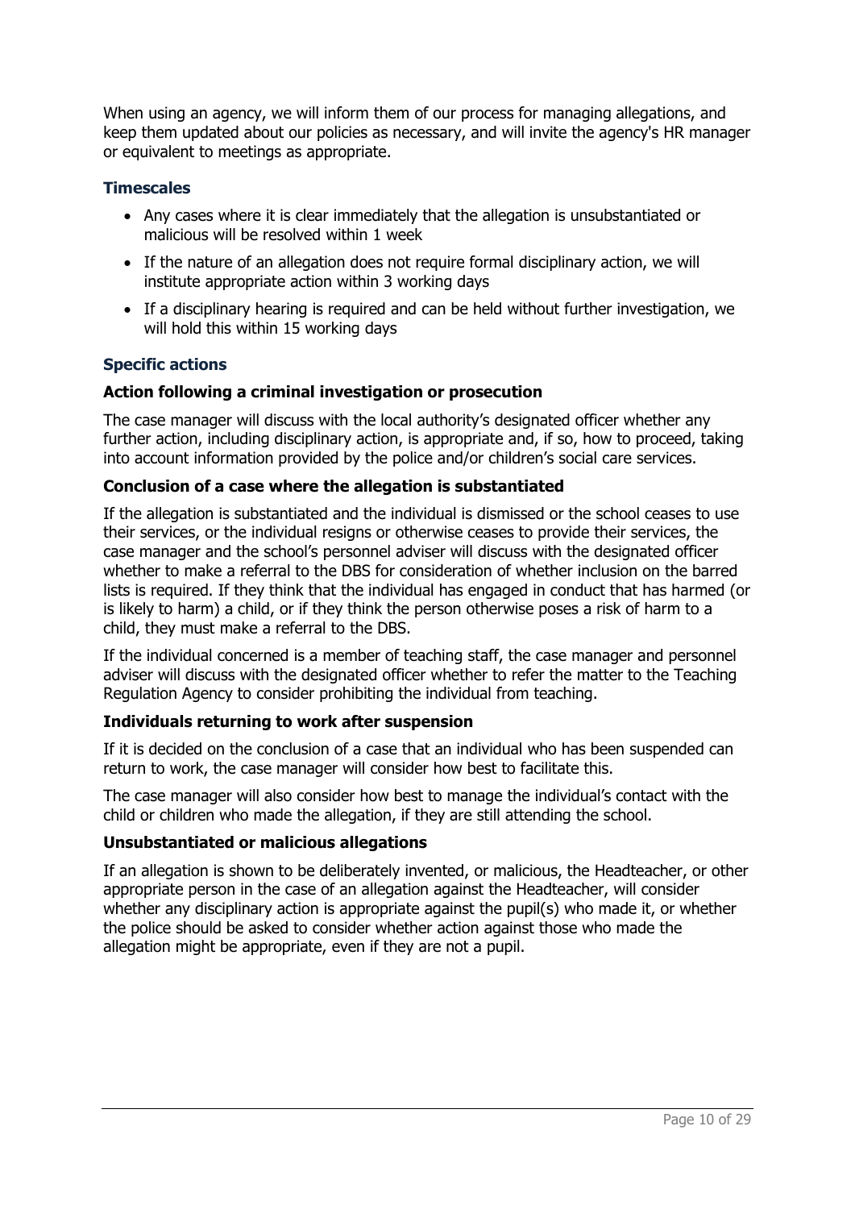When using an agency, we will inform them of our process for managing allegations, and keep them updated about our policies as necessary, and will invite the agency's HR manager or equivalent to meetings as appropriate.

### Timescales

- Any cases where it is clear immediately that the allegation is unsubstantiated or malicious will be resolved within 1 week
- If the nature of an allegation does not require formal disciplinary action, we will institute appropriate action within 3 working days
- If a disciplinary hearing is required and can be held without further investigation, we will hold this within 15 working days

### Specific actions

#### Action following a criminal investigation or prosecution

The case manager will discuss with the local authority's designated officer whether any further action, including disciplinary action, is appropriate and, if so, how to proceed, taking into account information provided by the police and/or children's social care services.

#### Conclusion of a case where the allegation is substantiated

If the allegation is substantiated and the individual is dismissed or the school ceases to use their services, or the individual resigns or otherwise ceases to provide their services, the case manager and the school's personnel adviser will discuss with the designated officer whether to make a referral to the DBS for consideration of whether inclusion on the barred lists is required. If they think that the individual has engaged in conduct that has harmed (or is likely to harm) a child, or if they think the person otherwise poses a risk of harm to a child, they must make a referral to the DBS.

If the individual concerned is a member of teaching staff, the case manager and personnel adviser will discuss with the designated officer whether to refer the matter to the Teaching Regulation Agency to consider prohibiting the individual from teaching.

#### Individuals returning to work after suspension

If it is decided on the conclusion of a case that an individual who has been suspended can return to work, the case manager will consider how best to facilitate this.

The case manager will also consider how best to manage the individual's contact with the child or children who made the allegation, if they are still attending the school.

#### Unsubstantiated or malicious allegations

If an allegation is shown to be deliberately invented, or malicious, the Headteacher, or other appropriate person in the case of an allegation against the Headteacher, will consider whether any disciplinary action is appropriate against the pupil(s) who made it, or whether the police should be asked to consider whether action against those who made the allegation might be appropriate, even if they are not a pupil.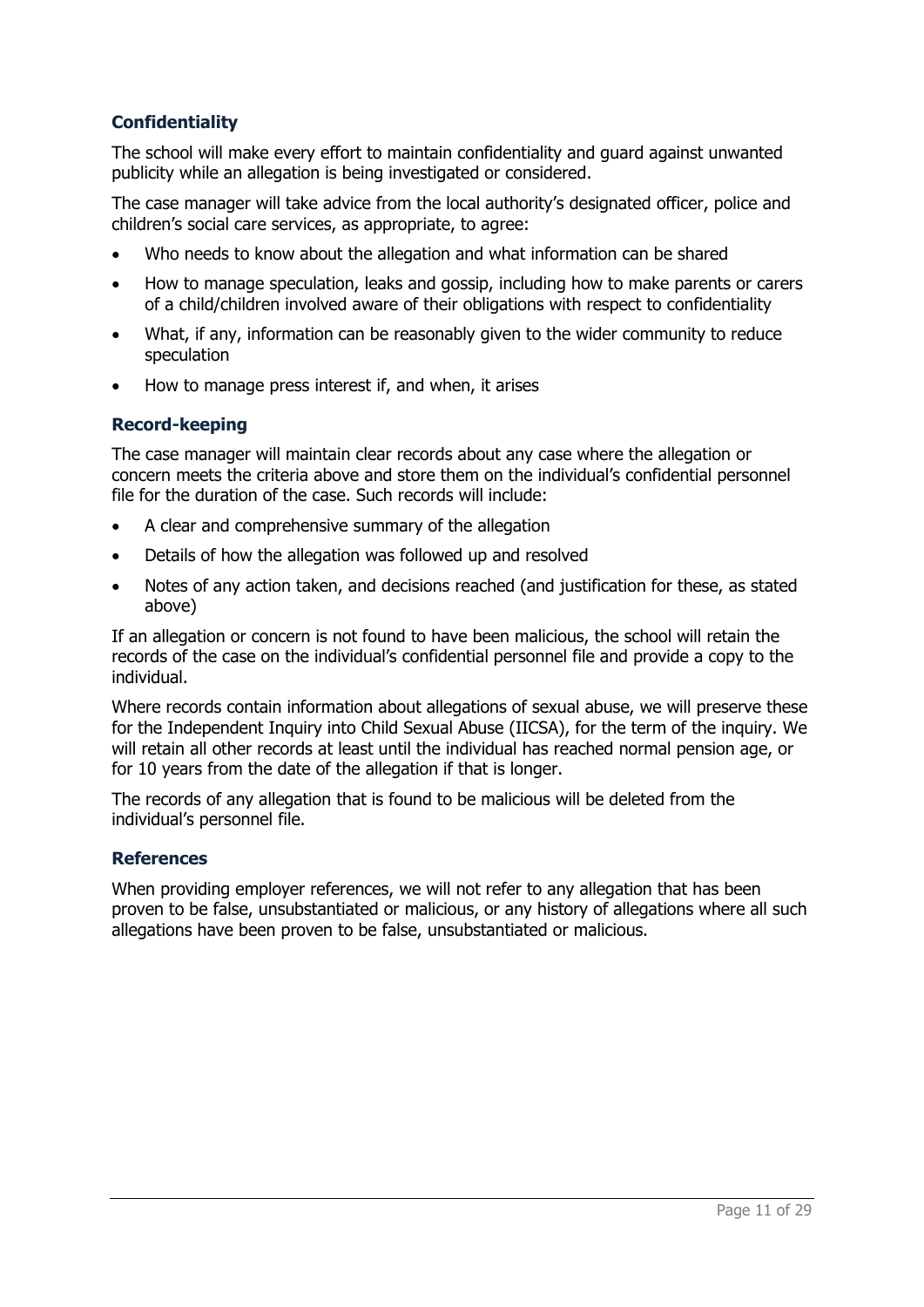### Confidentiality

The school will make every effort to maintain confidentiality and guard against unwanted publicity while an allegation is being investigated or considered.

The case manager will take advice from the local authority's designated officer, police and children's social care services, as appropriate, to agree:

- Who needs to know about the allegation and what information can be shared
- How to manage speculation, leaks and gossip, including how to make parents or carers of a child/children involved aware of their obligations with respect to confidentiality
- What, if any, information can be reasonably given to the wider community to reduce speculation
- How to manage press interest if, and when, it arises

### Record-keeping

The case manager will maintain clear records about any case where the allegation or concern meets the criteria above and store them on the individual's confidential personnel file for the duration of the case. Such records will include:

- A clear and comprehensive summary of the allegation
- Details of how the allegation was followed up and resolved
- Notes of any action taken, and decisions reached (and justification for these, as stated above)

If an allegation or concern is not found to have been malicious, the school will retain the records of the case on the individual's confidential personnel file and provide a copy to the individual.

Where records contain information about allegations of sexual abuse, we will preserve these for the Independent Inquiry into Child Sexual Abuse (IICSA), for the term of the inquiry. We will retain all other records at least until the individual has reached normal pension age, or for 10 years from the date of the allegation if that is longer.

The records of any allegation that is found to be malicious will be deleted from the individual's personnel file.

### References

When providing employer references, we will not refer to any allegation that has been proven to be false, unsubstantiated or malicious, or any history of allegations where all such allegations have been proven to be false, unsubstantiated or malicious.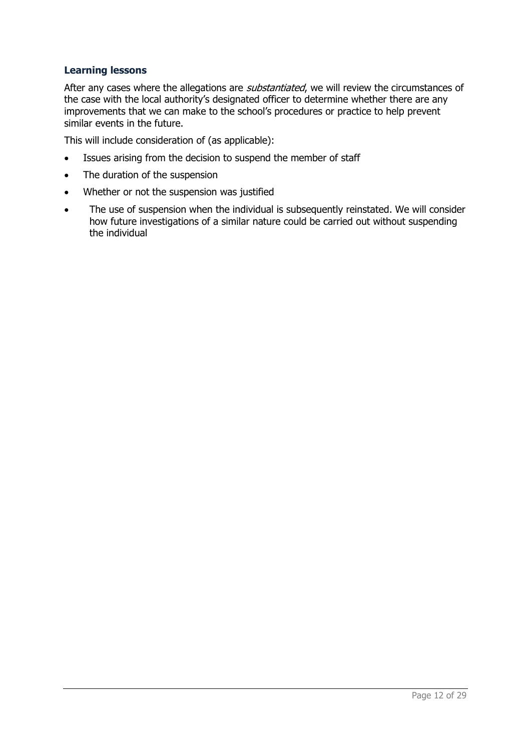### Learning lessons

After any cases where the allegations are *substantiated*, we will review the circumstances of the case with the local authority's designated officer to determine whether there are any improvements that we can make to the school's procedures or practice to help prevent similar events in the future.

This will include consideration of (as applicable):

- Issues arising from the decision to suspend the member of staff
- The duration of the suspension
- Whether or not the suspension was justified
- The use of suspension when the individual is subsequently reinstated. We will consider how future investigations of a similar nature could be carried out without suspending the individual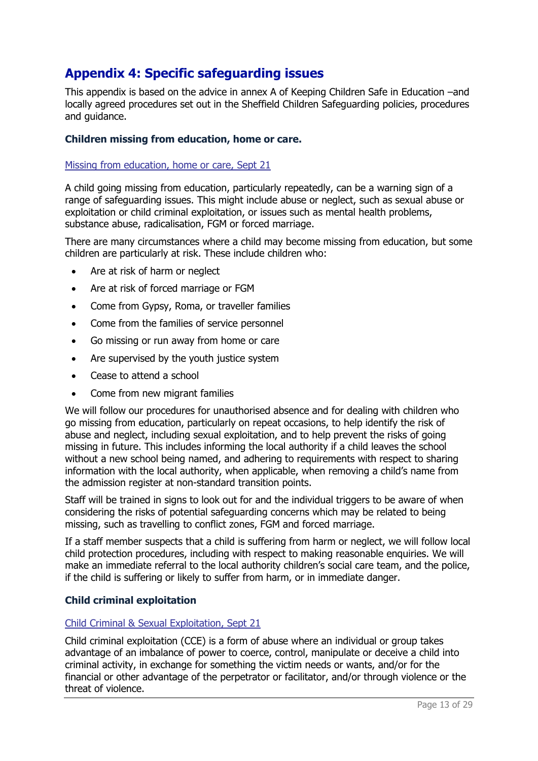## Appendix 4: Specific safeguarding issues

This appendix is based on the advice in annex A of Keeping Children Safe in Education –and locally agreed procedures set out in the Sheffield Children Safeguarding policies, procedures and guidance.

**Children missing from education, home or care.**

[Missing from education, home or care, Sept 21]

A child going missing from education, particularly repeatedly, can be a warning sign of a range of safeguarding issues. This might include abuse or neglect, such as sexual abuse or exploitation or child criminal exploitation, or issues such as mental health problems, substance abuse, radicalisation, FGM or forced marriage.

There are many circumstances where a child may become missing from education, but some children are particularly at risk. These include children who:

- Are at risk of harm or neglect
- Are at risk of forced marriage or FGM
- Come from Gypsy, Roma, or traveller families
- Come from the families of service personnel
- Go missing or run away from home or care
- Are supervised by the youth justice system
- Cease to attend a school
- Come from new migrant families

We will follow our procedures for unauthorised absence and for dealing with children who go missing from education, particularly on repeat occasions, to help identify the risk of abuse and neglect, including sexual exploitation, and to help prevent the risks of going missing in future. This includes informing the local authority if a child leaves the school without a new school being named, and adhering to requirements with respect to sharing information with the local authority, when applicable, when removing a child's name from the admission register at non-standard transition points.

Staff will be trained in signs to look out for and the individual triggers to be aware of when considering the risks of potential safeguarding concerns which may be related to being missing, such as travelling to conflict zones, FGM and forced marriage.

If a staff member suspects that a child is suffering from harm or neglect, we will follow local child protection procedures, including with respect to making reasonable enquiries. We will make an immediate referral to the local authority children's social care team, and the police, if the child is suffering or likely to suffer from harm, or in immediate danger.

**Child criminal exploitation**

[Child Criminal & Sexual Exploitation, Sept 21]

Child criminal exploitation (CCE) is a form of abuse where an individual or group takes advantage of an imbalance of power to coerce, control, manipulate or deceive a child into criminal activity, in exchange for something the victim needs or wants, and/or for the financial or other advantage of the perpetrator or facilitator, and/or through violence or the threat of violence.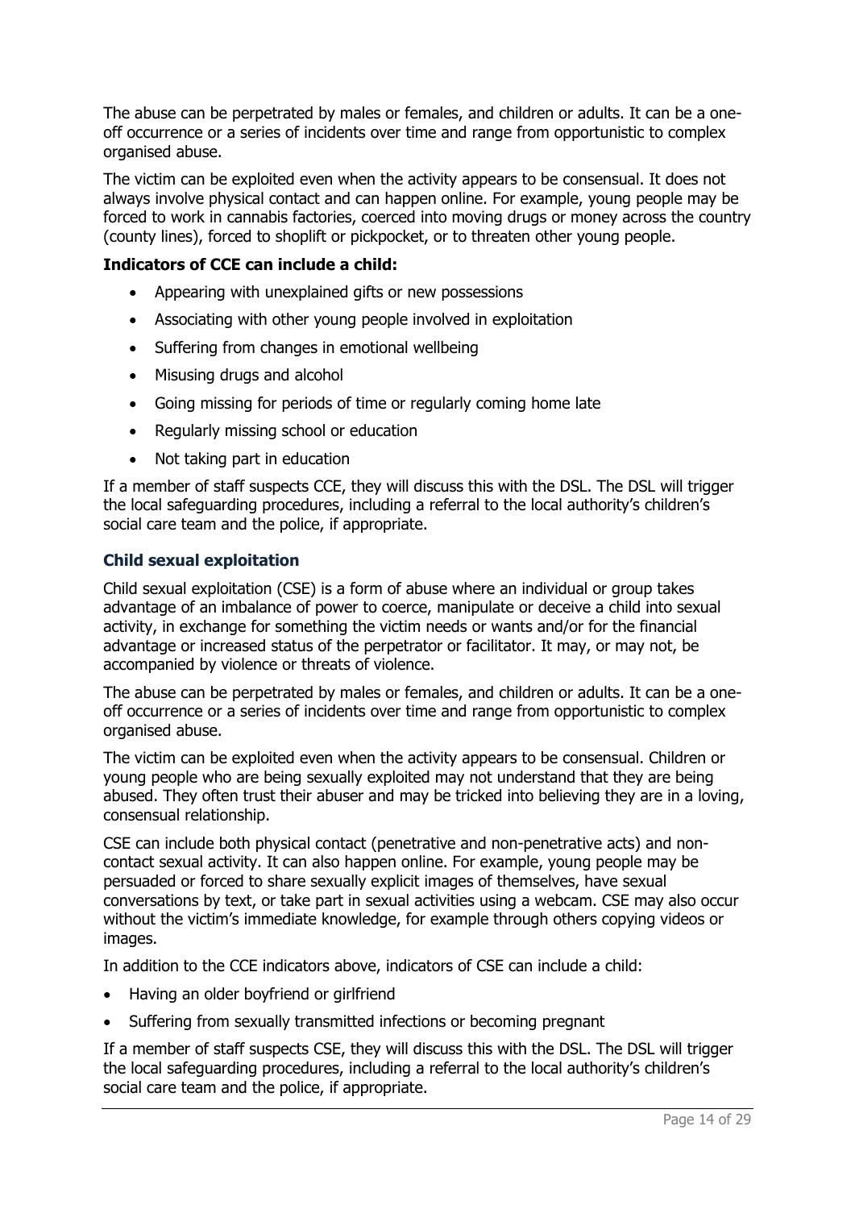The abuse can be perpetrated by males or females, and children or adults. It can be a one-off occurrence or a series of incidents over time and range from opportunistic to complex organised abuse.

The victim can be exploited even when the activity appears to be consensual. It does not always involve physical contact and can happen online. For example, young people may be forced to work in cannabis factories, coerced into moving drugs or money across the country (county lines), forced to shoplift or pickpocket, or to threaten other young people.

**Indicators of CCE can include a child:**

- Appearing with unexplained gifts or new possessions
- Associating with other young people involved in exploitation
- Suffering from changes in emotional wellbeing
- Misusing drugs and alcohol
- Going missing for periods of time or regularly coming home late
- Regularly missing school or education
- Not taking part in education

If a member of staff suspects CCE, they will discuss this with the DSL. The DSL will trigger the local safeguarding procedures, including a referral to the local authority's children's social care team and the police, if appropriate.

### Child sexual exploitation

Child sexual exploitation (CSE) is a form of abuse where an individual or group takes advantage of an imbalance of power to coerce, manipulate or deceive a child into sexual activity, in exchange for something the victim needs or wants and/or for the financial advantage or increased status of the perpetrator or facilitator. It may, or may not, be accompanied by violence or threats of violence.

The abuse can be perpetrated by males or females, and children or adults. It can be a one-off occurrence or a series of incidents over time and range from opportunistic to complex organised abuse.

The victim can be exploited even when the activity appears to be consensual. Children or young people who are being sexually exploited may not understand that they are being abused. They often trust their abuser and may be tricked into believing they are in a loving, consensual relationship.

CSE can include both physical contact (penetrative and non-penetrative acts) and non-contact sexual activity. It can also happen online. For example, young people may be persuaded or forced to share sexually explicit images of themselves, have sexual conversations by text, or take part in sexual activities using a webcam. CSE may also occur without the victim's immediate knowledge, for example through others copying videos or images.

In addition to the CCE indicators above, indicators of CSE can include a child:

- Having an older boyfriend or girlfriend
- Suffering from sexually transmitted infections or becoming pregnant

If a member of staff suspects CSE, they will discuss this with the DSL. The DSL will trigger the local safeguarding procedures, including a referral to the local authority's children's social care team and the police, if appropriate.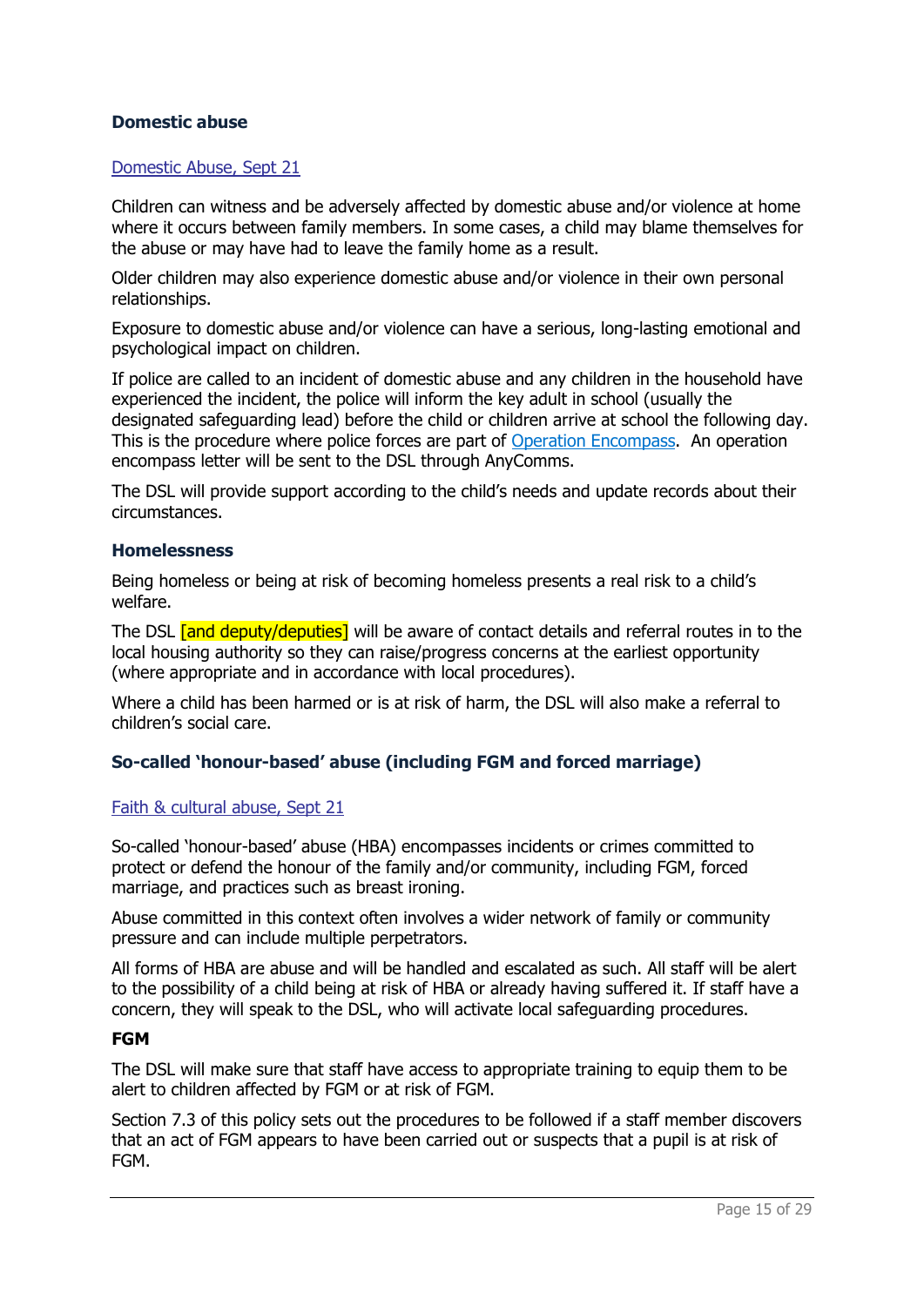### Domestic abuse

[Domestic Abuse, Sept 21]

Children can witness and be adversely affected by domestic abuse and/or violence at home where it occurs between family members. In some cases, a child may blame themselves for the abuse or may have had to leave the family home as a result.

Older children may also experience domestic abuse and/or violence in their own personal relationships.

Exposure to domestic abuse and/or violence can have a serious, long-lasting emotional and psychological impact on children.

If police are called to an incident of domestic abuse and any children in the household have experienced the incident, the police will inform the key adult in school (usually the designated safeguarding lead) before the child or children arrive at school the following day. This is the procedure where police forces are part of Operation Encompass. An operation encompass letter will be sent to the DSL through AnyComms.

The DSL will provide support according to the child's needs and update records about their circumstances.

### Homelessness

Being homeless or being at risk of becoming homeless presents a real risk to a child's welfare.

The DSL [and deputy/deputies] will be aware of contact details and referral routes in to the local housing authority so they can raise/progress concerns at the earliest opportunity (where appropriate and in accordance with local procedures).

Where a child has been harmed or is at risk of harm, the DSL will also make a referral to children's social care.

### So-called 'honour-based' abuse (including FGM and forced marriage)

[Faith & cultural abuse, Sept 21]

So-called 'honour-based' abuse (HBA) encompasses incidents or crimes committed to protect or defend the honour of the family and/or community, including FGM, forced marriage, and practices such as breast ironing.

Abuse committed in this context often involves a wider network of family or community pressure and can include multiple perpetrators.

All forms of HBA are abuse and will be handled and escalated as such. All staff will be alert to the possibility of a child being at risk of HBA or already having suffered it. If staff have a concern, they will speak to the DSL, who will activate local safeguarding procedures.

#### FGM

The DSL will make sure that staff have access to appropriate training to equip them to be alert to children affected by FGM or at risk of FGM.

Section 7.3 of this policy sets out the procedures to be followed if a staff member discovers that an act of FGM appears to have been carried out or suspects that a pupil is at risk of FGM.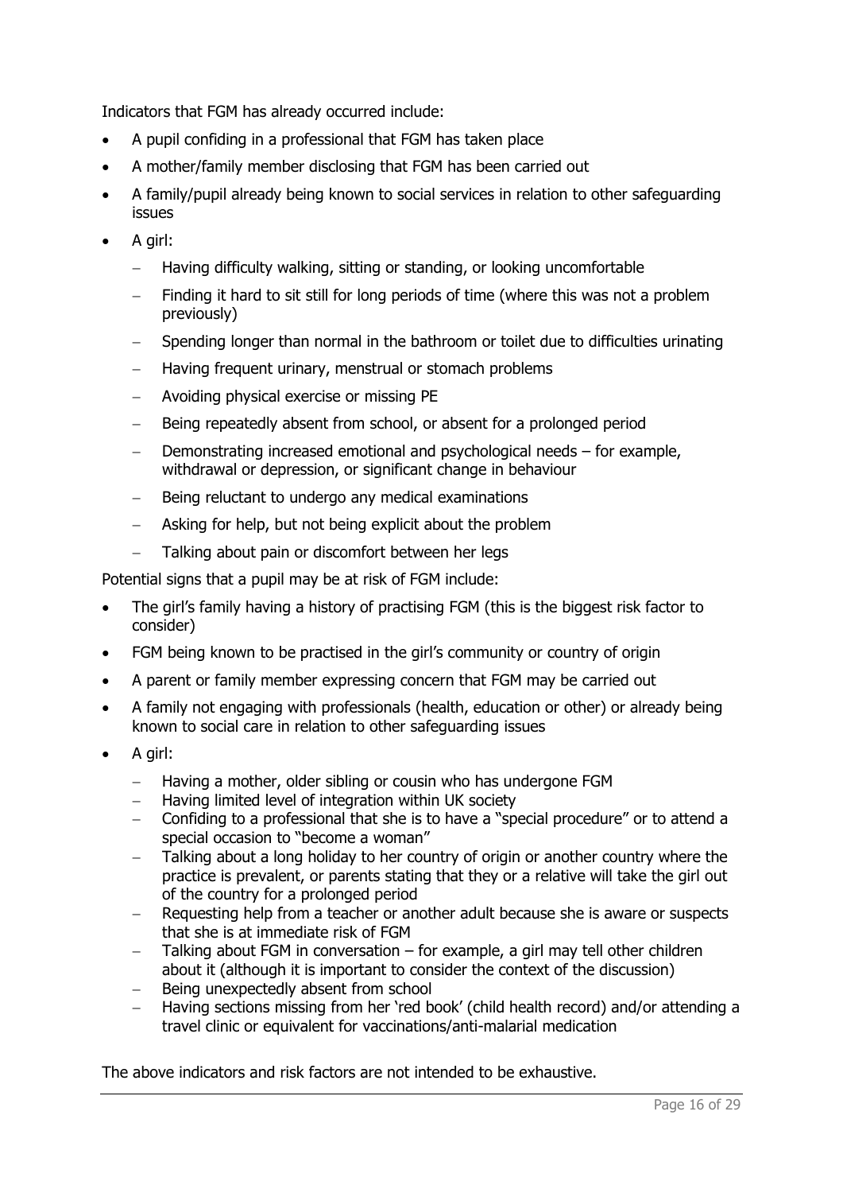Indicators that FGM has already occurred include:

- A pupil confiding in a professional that FGM has taken place
- A mother/family member disclosing that FGM has been carried out
- A family/pupil already being known to social services in relation to other safeguarding issues
- A girl:
  - Having difficulty walking, sitting or standing, or looking uncomfortable
  - Finding it hard to sit still for long periods of time (where this was not a problem previously)
  - Spending longer than normal in the bathroom or toilet due to difficulties urinating
  - Having frequent urinary, menstrual or stomach problems
  - Avoiding physical exercise or missing PE
  - Being repeatedly absent from school, or absent for a prolonged period
  - Demonstrating increased emotional and psychological needs – for example, withdrawal or depression, or significant change in behaviour
  - Being reluctant to undergo any medical examinations
  - Asking for help, but not being explicit about the problem
  - Talking about pain or discomfort between her legs

Potential signs that a pupil may be at risk of FGM include:

- The girl's family having a history of practising FGM (this is the biggest risk factor to consider)
- FGM being known to be practised in the girl's community or country of origin
- A parent or family member expressing concern that FGM may be carried out
- A family not engaging with professionals (health, education or other) or already being known to social care in relation to other safeguarding issues
- A girl:
  - Having a mother, older sibling or cousin who has undergone FGM
  - Having limited level of integration within UK society
  - Confiding to a professional that she is to have a "special procedure" or to attend a special occasion to "become a woman"
  - Talking about a long holiday to her country of origin or another country where the practice is prevalent, or parents stating that they or a relative will take the girl out of the country for a prolonged period
  - Requesting help from a teacher or another adult because she is aware or suspects that she is at immediate risk of FGM
  - Talking about FGM in conversation – for example, a girl may tell other children about it (although it is important to consider the context of the discussion)
  - Being unexpectedly absent from school
  - Having sections missing from her 'red book' (child health record) and/or attending a travel clinic or equivalent for vaccinations/anti-malarial medication

The above indicators and risk factors are not intended to be exhaustive.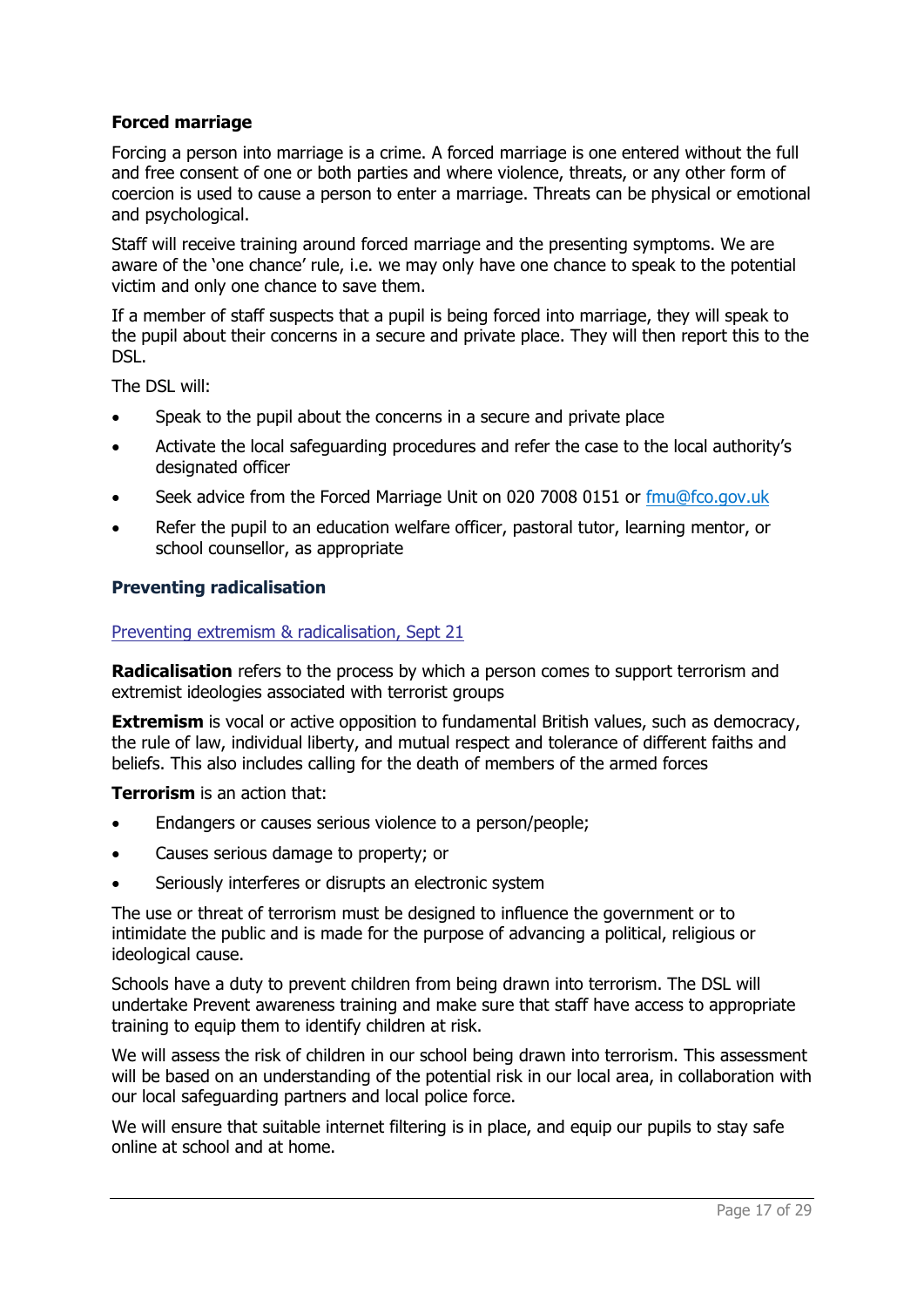### Forced marriage

Forcing a person into marriage is a crime. A forced marriage is one entered without the full and free consent of one or both parties and where violence, threats, or any other form of coercion is used to cause a person to enter a marriage. Threats can be physical or emotional and psychological.

Staff will receive training around forced marriage and the presenting symptoms. We are aware of the 'one chance' rule, i.e. we may only have one chance to speak to the potential victim and only one chance to save them.

If a member of staff suspects that a pupil is being forced into marriage, they will speak to the pupil about their concerns in a secure and private place. They will then report this to the DSL.

The DSL will:

- Speak to the pupil about the concerns in a secure and private place
- Activate the local safeguarding procedures and refer the case to the local authority's designated officer
- Seek advice from the Forced Marriage Unit on 020 7008 0151 or fmu@fco.gov.uk
- Refer the pupil to an education welfare officer, pastoral tutor, learning mentor, or school counsellor, as appropriate

### Preventing radicalisation

Preventing extremism & radicalisation, Sept 21

**Radicalisation** refers to the process by which a person comes to support terrorism and extremist ideologies associated with terrorist groups

**Extremism** is vocal or active opposition to fundamental British values, such as democracy, the rule of law, individual liberty, and mutual respect and tolerance of different faiths and beliefs. This also includes calling for the death of members of the armed forces

**Terrorism** is an action that:

- Endangers or causes serious violence to a person/people;
- Causes serious damage to property; or
- Seriously interferes or disrupts an electronic system

The use or threat of terrorism must be designed to influence the government or to intimidate the public and is made for the purpose of advancing a political, religious or ideological cause.

Schools have a duty to prevent children from being drawn into terrorism. The DSL will undertake Prevent awareness training and make sure that staff have access to appropriate training to equip them to identify children at risk.

We will assess the risk of children in our school being drawn into terrorism. This assessment will be based on an understanding of the potential risk in our local area, in collaboration with our local safeguarding partners and local police force.

We will ensure that suitable internet filtering is in place, and equip our pupils to stay safe online at school and at home.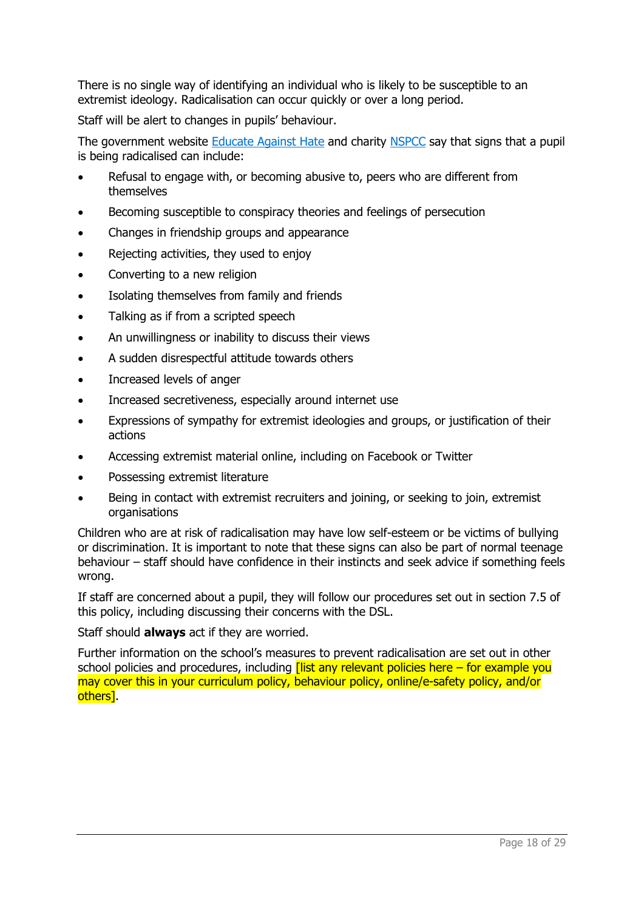There is no single way of identifying an individual who is likely to be susceptible to an extremist ideology. Radicalisation can occur quickly or over a long period.

Staff will be alert to changes in pupils' behaviour.

The government website Educate Against Hate and charity NSPCC say that signs that a pupil is being radicalised can include:

- Refusal to engage with, or becoming abusive to, peers who are different from themselves
- Becoming susceptible to conspiracy theories and feelings of persecution
- Changes in friendship groups and appearance
- Rejecting activities, they used to enjoy
- Converting to a new religion
- Isolating themselves from family and friends
- Talking as if from a scripted speech
- An unwillingness or inability to discuss their views
- A sudden disrespectful attitude towards others
- Increased levels of anger
- Increased secretiveness, especially around internet use
- Expressions of sympathy for extremist ideologies and groups, or justification of their actions
- Accessing extremist material online, including on Facebook or Twitter
- Possessing extremist literature
- Being in contact with extremist recruiters and joining, or seeking to join, extremist organisations

Children who are at risk of radicalisation may have low self-esteem or be victims of bullying or discrimination. It is important to note that these signs can also be part of normal teenage behaviour – staff should have confidence in their instincts and seek advice if something feels wrong.

If staff are concerned about a pupil, they will follow our procedures set out in section 7.5 of this policy, including discussing their concerns with the DSL.

Staff should **always** act if they are worried.

Further information on the school's measures to prevent radicalisation are set out in other school policies and procedures, including [list any relevant policies here – for example you may cover this in your curriculum policy, behaviour policy, online/e-safety policy, and/or others].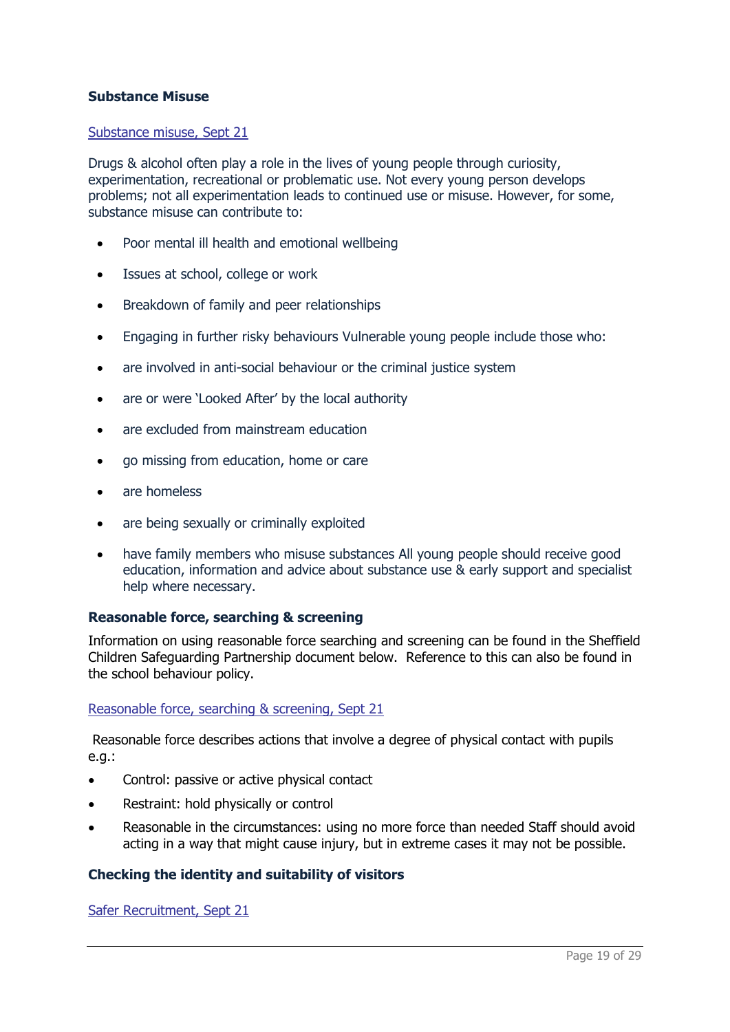**Substance Misuse**

Substance misuse, Sept 21

Drugs & alcohol often play a role in the lives of young people through curiosity, experimentation, recreational or problematic use. Not every young person develops problems; not all experimentation leads to continued use or misuse. However, for some, substance misuse can contribute to:

- Poor mental ill health and emotional wellbeing
- Issues at school, college or work
- Breakdown of family and peer relationships
- Engaging in further risky behaviours Vulnerable young people include those who:
- are involved in anti-social behaviour or the criminal justice system
- are or were 'Looked After' by the local authority
- are excluded from mainstream education
- go missing from education, home or care
- are homeless
- are being sexually or criminally exploited
- have family members who misuse substances All young people should receive good education, information and advice about substance use & early support and specialist help where necessary.

**Reasonable force, searching & screening**

Information on using reasonable force searching and screening can be found in the Sheffield Children Safeguarding Partnership document below. Reference to this can also be found in the school behaviour policy.

Reasonable force, searching & screening, Sept 21

Reasonable force describes actions that involve a degree of physical contact with pupils e.g.:

- Control: passive or active physical contact
- Restraint: hold physically or control
- Reasonable in the circumstances: using no more force than needed Staff should avoid acting in a way that might cause injury, but in extreme cases it may not be possible.

**Checking the identity and suitability of visitors**

Safer Recruitment, Sept 21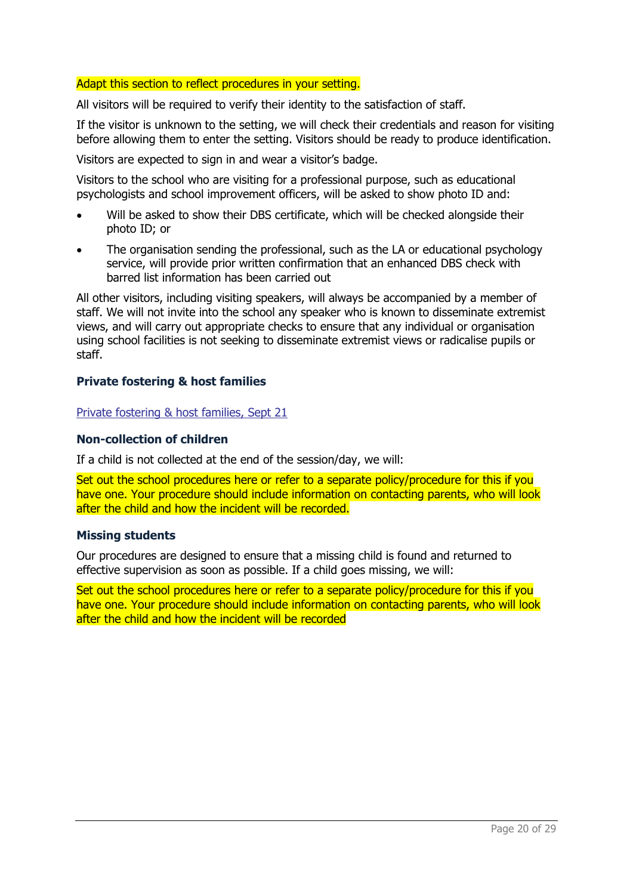Adapt this section to reflect procedures in your setting.

All visitors will be required to verify their identity to the satisfaction of staff.

If the visitor is unknown to the setting, we will check their credentials and reason for visiting before allowing them to enter the setting. Visitors should be ready to produce identification.

Visitors are expected to sign in and wear a visitor's badge.

Visitors to the school who are visiting for a professional purpose, such as educational psychologists and school improvement officers, will be asked to show photo ID and:

- Will be asked to show their DBS certificate, which will be checked alongside their photo ID; or
- The organisation sending the professional, such as the LA or educational psychology service, will provide prior written confirmation that an enhanced DBS check with barred list information has been carried out

All other visitors, including visiting speakers, will always be accompanied by a member of staff. We will not invite into the school any speaker who is known to disseminate extremist views, and will carry out appropriate checks to ensure that any individual or organisation using school facilities is not seeking to disseminate extremist views or radicalise pupils or staff.

### Private fostering & host families

Private fostering & host families, Sept 21

### Non-collection of children

If a child is not collected at the end of the session/day, we will:

Set out the school procedures here or refer to a separate policy/procedure for this if you have one. Your procedure should include information on contacting parents, who will look after the child and how the incident will be recorded.

### Missing students

Our procedures are designed to ensure that a missing child is found and returned to effective supervision as soon as possible. If a child goes missing, we will:

Set out the school procedures here or refer to a separate policy/procedure for this if you have one. Your procedure should include information on contacting parents, who will look after the child and how the incident will be recorded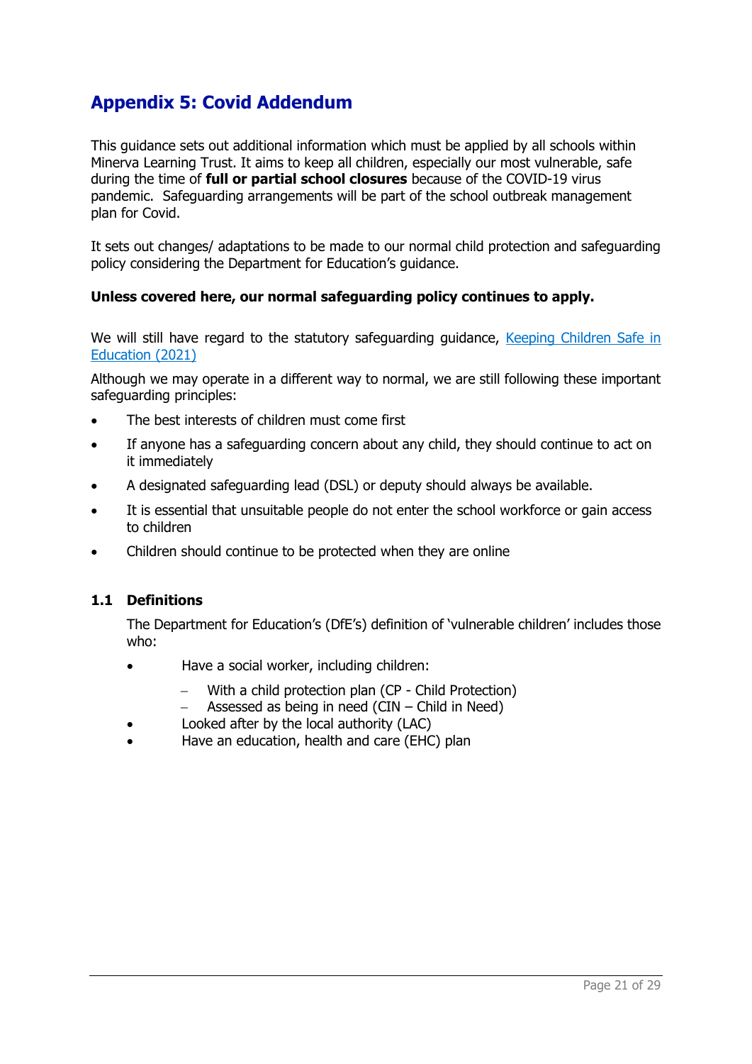# Appendix 5: Covid Addendum

This guidance sets out additional information which must be applied by all schools within Minerva Learning Trust. It aims to keep all children, especially our most vulnerable, safe during the time of **full or partial school closures** because of the COVID-19 virus pandemic. Safeguarding arrangements will be part of the school outbreak management plan for Covid.

It sets out changes/ adaptations to be made to our normal child protection and safeguarding policy considering the Department for Education's guidance.

**Unless covered here, our normal safeguarding policy continues to apply.**

We will still have regard to the statutory safeguarding guidance, [Keeping Children Safe in Education (2021)]

Although we may operate in a different way to normal, we are still following these important safeguarding principles:

- The best interests of children must come first
- If anyone has a safeguarding concern about any child, they should continue to act on it immediately
- A designated safeguarding lead (DSL) or deputy should always be available.
- It is essential that unsuitable people do not enter the school workforce or gain access to children
- Children should continue to be protected when they are online

### 1.1 Definitions

The Department for Education's (DfE's) definition of 'vulnerable children' includes those who:

- Have a social worker, including children:
  - With a child protection plan (CP - Child Protection)
  - Assessed as being in need (CIN – Child in Need)
- Looked after by the local authority (LAC)
- Have an education, health and care (EHC) plan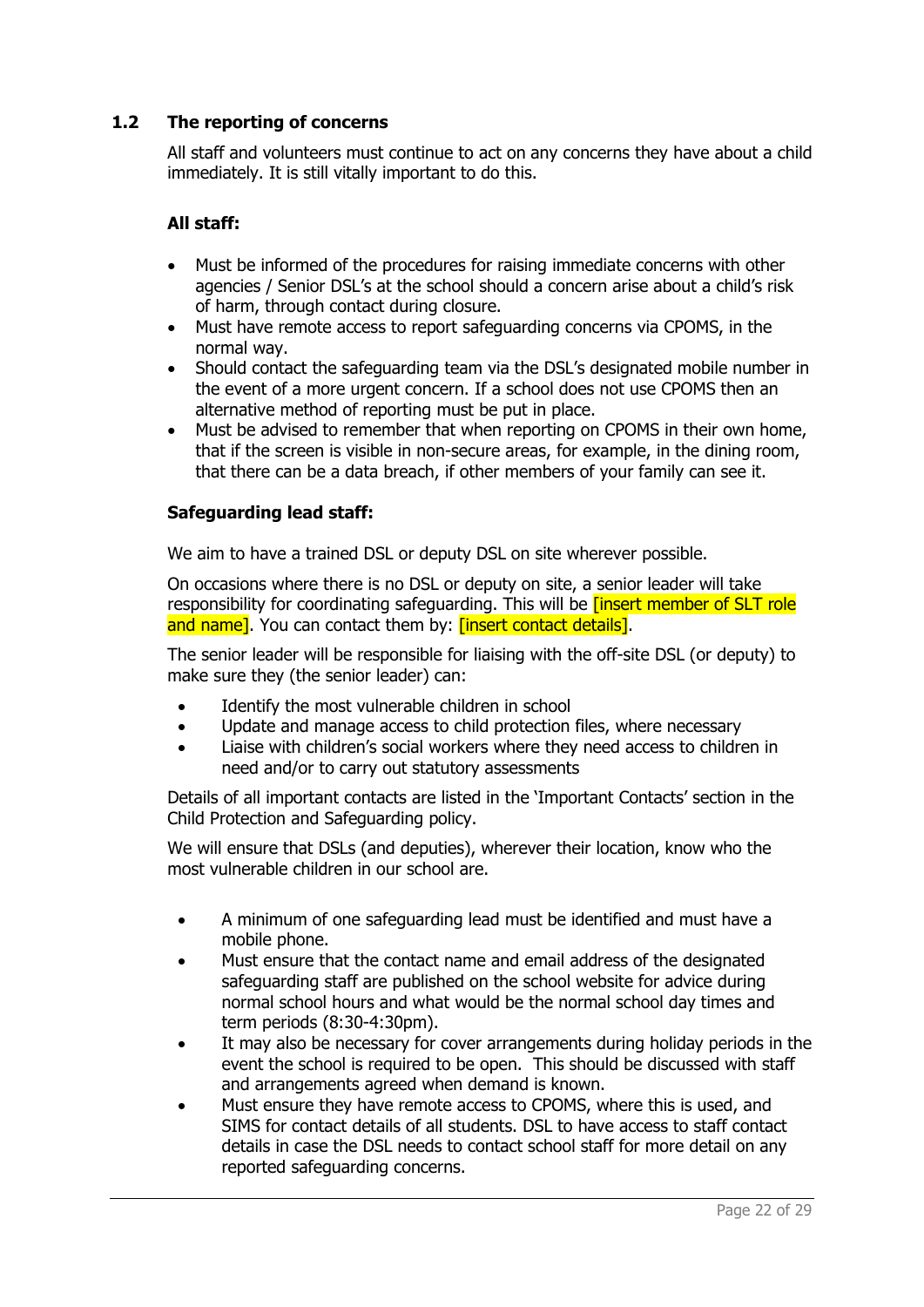## 1.2 The reporting of concerns

All staff and volunteers must continue to act on any concerns they have about a child immediately. It is still vitally important to do this.

**All staff:**

- Must be informed of the procedures for raising immediate concerns with other agencies / Senior DSL's at the school should a concern arise about a child's risk of harm, through contact during closure.
- Must have remote access to report safeguarding concerns via CPOMS, in the normal way.
- Should contact the safeguarding team via the DSL's designated mobile number in the event of a more urgent concern. If a school does not use CPOMS then an alternative method of reporting must be put in place.
- Must be advised to remember that when reporting on CPOMS in their own home, that if the screen is visible in non-secure areas, for example, in the dining room, that there can be a data breach, if other members of your family can see it.

**Safeguarding lead staff:**

We aim to have a trained DSL or deputy DSL on site wherever possible.

On occasions where there is no DSL or deputy on site, a senior leader will take responsibility for coordinating safeguarding. This will be [insert member of SLT role and name]. You can contact them by: [insert contact details].

The senior leader will be responsible for liaising with the off-site DSL (or deputy) to make sure they (the senior leader) can:

- Identify the most vulnerable children in school
- Update and manage access to child protection files, where necessary
- Liaise with children's social workers where they need access to children in need and/or to carry out statutory assessments

Details of all important contacts are listed in the 'Important Contacts' section in the Child Protection and Safeguarding policy.

We will ensure that DSLs (and deputies), wherever their location, know who the most vulnerable children in our school are.

- A minimum of one safeguarding lead must be identified and must have a mobile phone.
- Must ensure that the contact name and email address of the designated safeguarding staff are published on the school website for advice during normal school hours and what would be the normal school day times and term periods (8:30-4:30pm).
- It may also be necessary for cover arrangements during holiday periods in the event the school is required to be open. This should be discussed with staff and arrangements agreed when demand is known.
- Must ensure they have remote access to CPOMS, where this is used, and SIMS for contact details of all students. DSL to have access to staff contact details in case the DSL needs to contact school staff for more detail on any reported safeguarding concerns.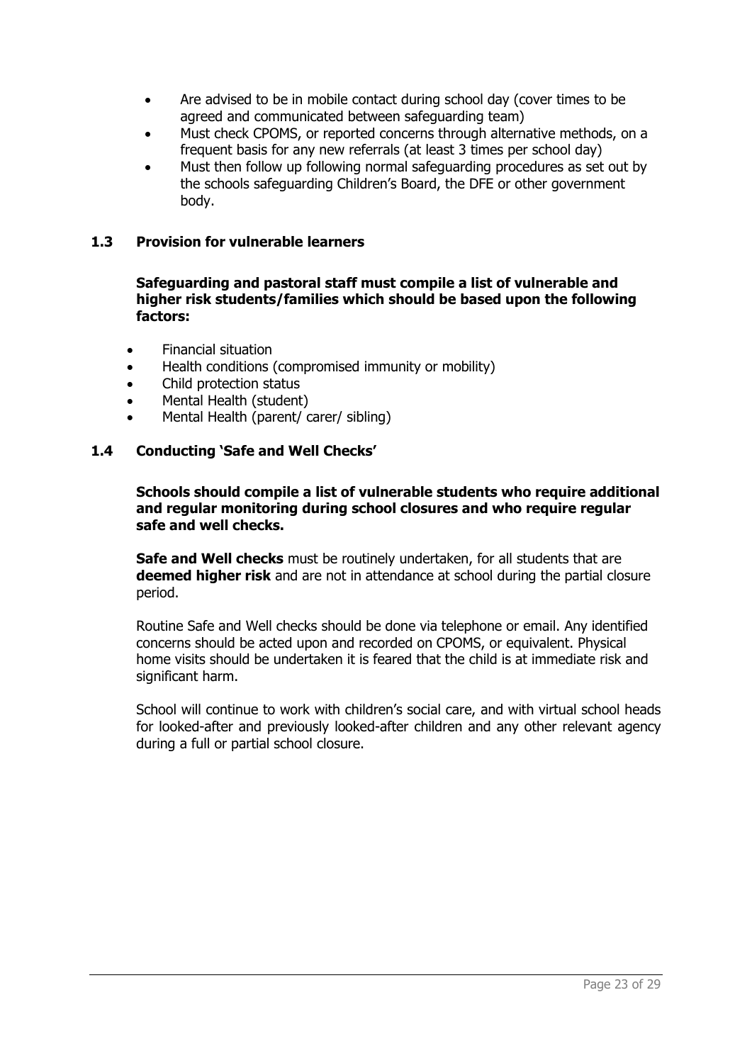- Are advised to be in mobile contact during school day (cover times to be agreed and communicated between safeguarding team)
- Must check CPOMS, or reported concerns through alternative methods, on a frequent basis for any new referrals (at least 3 times per school day)
- Must then follow up following normal safeguarding procedures as set out by the schools safeguarding Children's Board, the DFE or other government body.

### 1.3 Provision for vulnerable learners

**Safeguarding and pastoral staff must compile a list of vulnerable and higher risk students/families which should be based upon the following factors:**

- Financial situation
- Health conditions (compromised immunity or mobility)
- Child protection status
- Mental Health (student)
- Mental Health (parent/ carer/ sibling)

### 1.4 Conducting 'Safe and Well Checks'

**Schools should compile a list of vulnerable students who require additional and regular monitoring during school closures and who require regular safe and well checks.**

**Safe and Well checks** must be routinely undertaken, for all students that are **deemed higher risk** and are not in attendance at school during the partial closure period.

Routine Safe and Well checks should be done via telephone or email. Any identified concerns should be acted upon and recorded on CPOMS, or equivalent. Physical home visits should be undertaken it is feared that the child is at immediate risk and significant harm.

School will continue to work with children's social care, and with virtual school heads for looked-after and previously looked-after children and any other relevant agency during a full or partial school closure.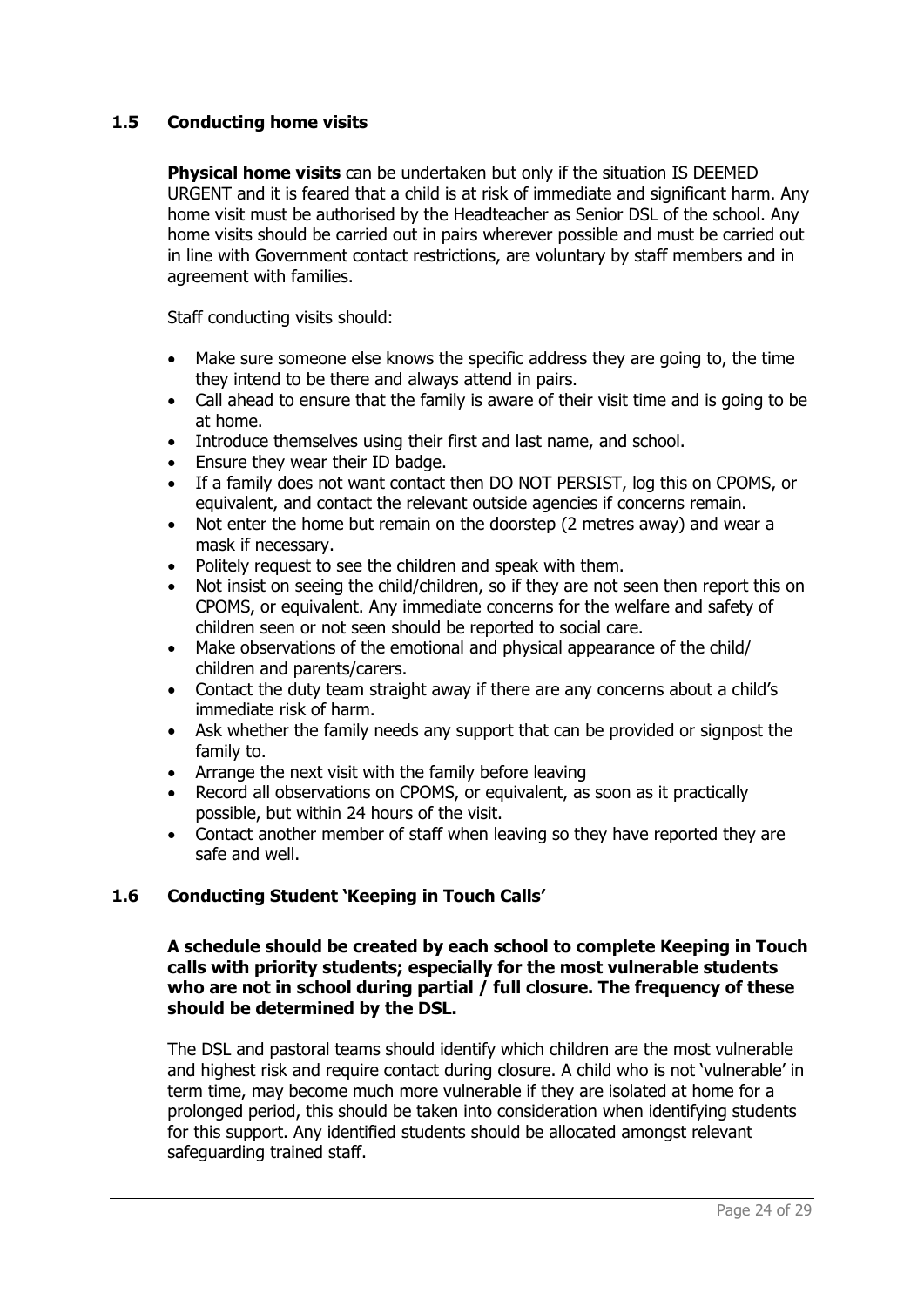### 1.5 Conducting home visits

**Physical home visits** can be undertaken but only if the situation IS DEEMED URGENT and it is feared that a child is at risk of immediate and significant harm. Any home visit must be authorised by the Headteacher as Senior DSL of the school. Any home visits should be carried out in pairs wherever possible and must be carried out in line with Government contact restrictions, are voluntary by staff members and in agreement with families.

Staff conducting visits should:

- Make sure someone else knows the specific address they are going to, the time they intend to be there and always attend in pairs.
- Call ahead to ensure that the family is aware of their visit time and is going to be at home.
- Introduce themselves using their first and last name, and school.
- Ensure they wear their ID badge.
- If a family does not want contact then DO NOT PERSIST, log this on CPOMS, or equivalent, and contact the relevant outside agencies if concerns remain.
- Not enter the home but remain on the doorstep (2 metres away) and wear a mask if necessary.
- Politely request to see the children and speak with them.
- Not insist on seeing the child/children, so if they are not seen then report this on CPOMS, or equivalent. Any immediate concerns for the welfare and safety of children seen or not seen should be reported to social care.
- Make observations of the emotional and physical appearance of the child/ children and parents/carers.
- Contact the duty team straight away if there are any concerns about a child's immediate risk of harm.
- Ask whether the family needs any support that can be provided or signpost the family to.
- Arrange the next visit with the family before leaving
- Record all observations on CPOMS, or equivalent, as soon as it practically possible, but within 24 hours of the visit.
- Contact another member of staff when leaving so they have reported they are safe and well.

### 1.6 Conducting Student 'Keeping in Touch Calls'

**A schedule should be created by each school to complete Keeping in Touch calls with priority students; especially for the most vulnerable students who are not in school during partial / full closure. The frequency of these should be determined by the DSL.**

The DSL and pastoral teams should identify which children are the most vulnerable and highest risk and require contact during closure. A child who is not 'vulnerable' in term time, may become much more vulnerable if they are isolated at home for a prolonged period, this should be taken into consideration when identifying students for this support. Any identified students should be allocated amongst relevant safeguarding trained staff.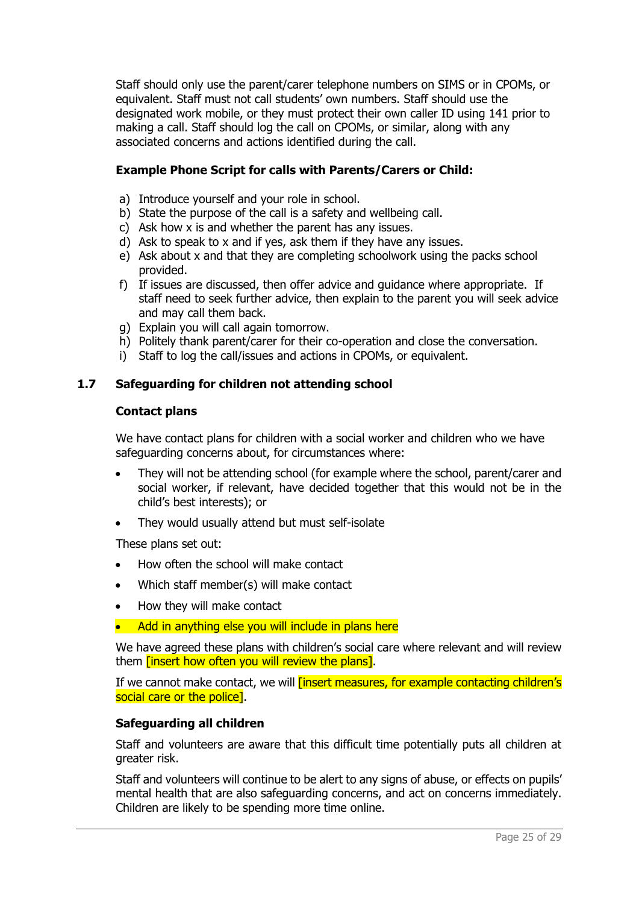Staff should only use the parent/carer telephone numbers on SIMS or in CPOMs, or equivalent. Staff must not call students' own numbers. Staff should use the designated work mobile, or they must protect their own caller ID using 141 prior to making a call. Staff should log the call on CPOMs, or similar, along with any associated concerns and actions identified during the call.

**Example Phone Script for calls with Parents/Carers or Child:**

a) Introduce yourself and your role in school.
b) State the purpose of the call is a safety and wellbeing call.
c) Ask how x is and whether the parent has any issues.
d) Ask to speak to x and if yes, ask them if they have any issues.
e) Ask about x and that they are completing schoolwork using the packs school provided.
f) If issues are discussed, then offer advice and guidance where appropriate. If staff need to seek further advice, then explain to the parent you will seek advice and may call them back.
g) Explain you will call again tomorrow.
h) Politely thank parent/carer for their co-operation and close the conversation.
i) Staff to log the call/issues and actions in CPOMs, or equivalent.

## 1.7 Safeguarding for children not attending school

### Contact plans

We have contact plans for children with a social worker and children who we have safeguarding concerns about, for circumstances where:

- They will not be attending school (for example where the school, parent/carer and social worker, if relevant, have decided together that this would not be in the child's best interests); or
- They would usually attend but must self-isolate

These plans set out:

- How often the school will make contact
- Which staff member(s) will make contact
- How they will make contact
- Add in anything else you will include in plans here

We have agreed these plans with children's social care where relevant and will review them [insert how often you will review the plans].

If we cannot make contact, we will [insert measures, for example contacting children's social care or the police].

### Safeguarding all children

Staff and volunteers are aware that this difficult time potentially puts all children at greater risk.

Staff and volunteers will continue to be alert to any signs of abuse, or effects on pupils' mental health that are also safeguarding concerns, and act on concerns immediately. Children are likely to be spending more time online.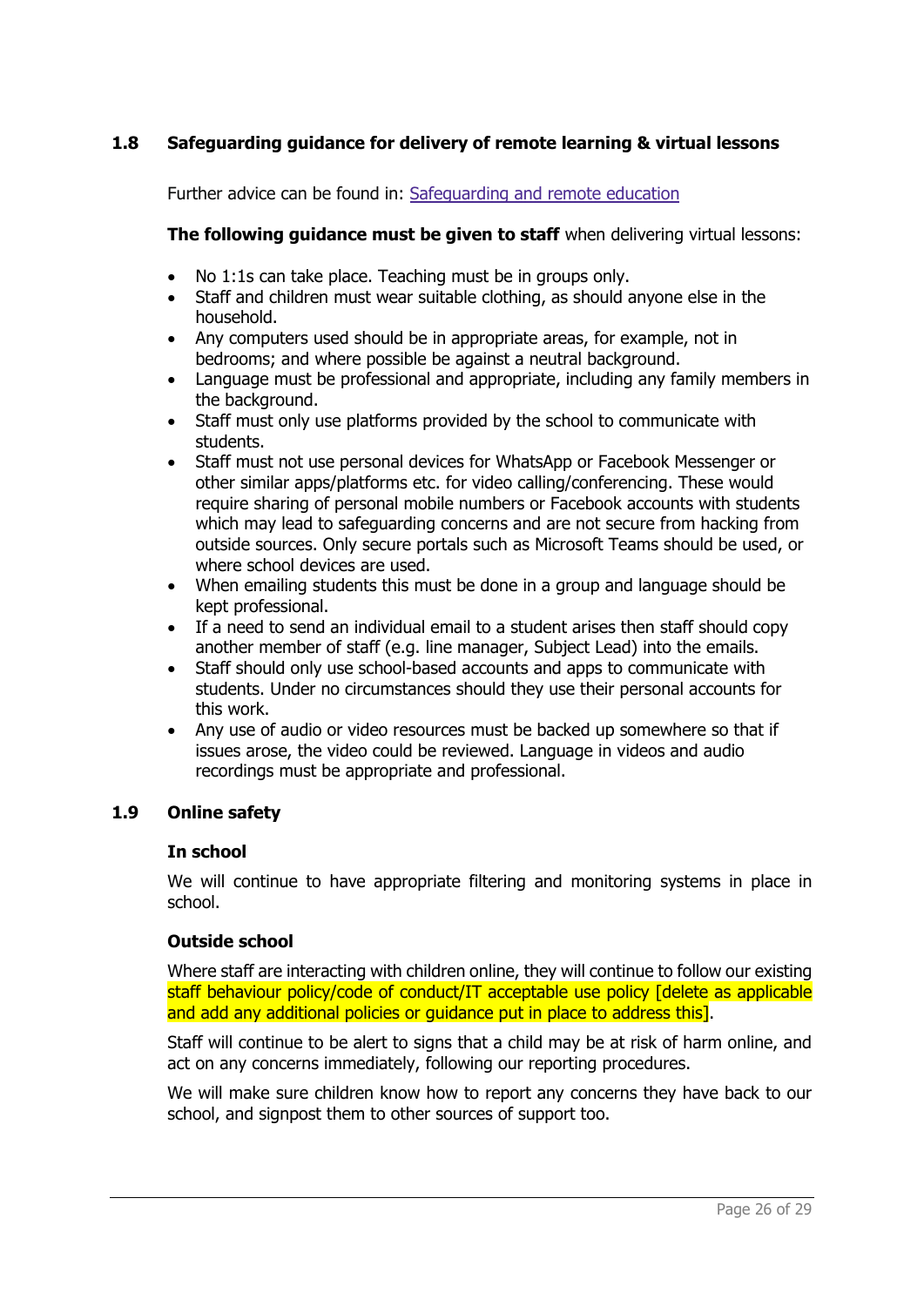## 1.8 Safeguarding guidance for delivery of remote learning & virtual lessons

Further advice can be found in: [Safeguarding and remote education]()

**The following guidance must be given to staff** when delivering virtual lessons:

- No 1:1s can take place. Teaching must be in groups only.
- Staff and children must wear suitable clothing, as should anyone else in the household.
- Any computers used should be in appropriate areas, for example, not in bedrooms; and where possible be against a neutral background.
- Language must be professional and appropriate, including any family members in the background.
- Staff must only use platforms provided by the school to communicate with students.
- Staff must not use personal devices for WhatsApp or Facebook Messenger or other similar apps/platforms etc. for video calling/conferencing. These would require sharing of personal mobile numbers or Facebook accounts with students which may lead to safeguarding concerns and are not secure from hacking from outside sources. Only secure portals such as Microsoft Teams should be used, or where school devices are used.
- When emailing students this must be done in a group and language should be kept professional.
- If a need to send an individual email to a student arises then staff should copy another member of staff (e.g. line manager, Subject Lead) into the emails.
- Staff should only use school-based accounts and apps to communicate with students. Under no circumstances should they use their personal accounts for this work.
- Any use of audio or video resources must be backed up somewhere so that if issues arose, the video could be reviewed. Language in videos and audio recordings must be appropriate and professional.

## 1.9 Online safety

### In school

We will continue to have appropriate filtering and monitoring systems in place in school.

### Outside school

Where staff are interacting with children online, they will continue to follow our existing staff behaviour policy/code of conduct/IT acceptable use policy [delete as applicable and add any additional policies or guidance put in place to address this].

Staff will continue to be alert to signs that a child may be at risk of harm online, and act on any concerns immediately, following our reporting procedures.

We will make sure children know how to report any concerns they have back to our school, and signpost them to other sources of support too.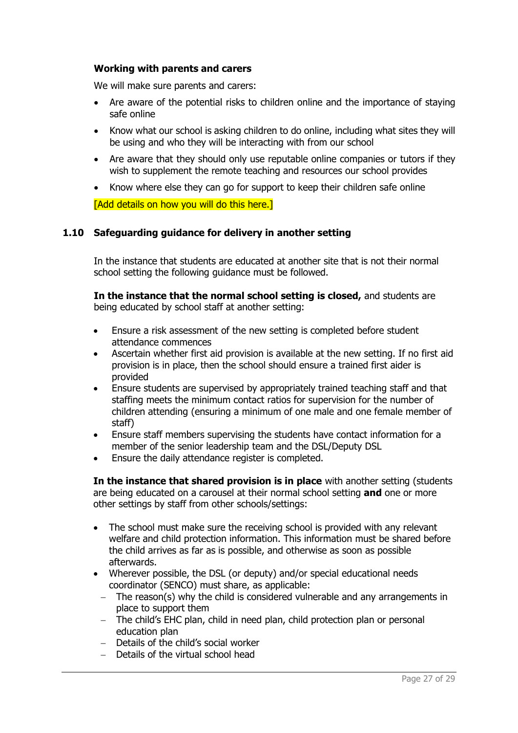**Working with parents and carers**

We will make sure parents and carers:

- Are aware of the potential risks to children online and the importance of staying safe online
- Know what our school is asking children to do online, including what sites they will be using and who they will be interacting with from our school
- Are aware that they should only use reputable online companies or tutors if they wish to supplement the remote teaching and resources our school provides
- Know where else they can go for support to keep their children safe online

[Add details on how you will do this here.]

### 1.10 Safeguarding guidance for delivery in another setting

In the instance that students are educated at another site that is not their normal school setting the following guidance must be followed.

**In the instance that the normal school setting is closed,** and students are being educated by school staff at another setting:

- Ensure a risk assessment of the new setting is completed before student attendance commences
- Ascertain whether first aid provision is available at the new setting. If no first aid provision is in place, then the school should ensure a trained first aider is provided
- Ensure students are supervised by appropriately trained teaching staff and that staffing meets the minimum contact ratios for supervision for the number of children attending (ensuring a minimum of one male and one female member of staff)
- Ensure staff members supervising the students have contact information for a member of the senior leadership team and the DSL/Deputy DSL
- Ensure the daily attendance register is completed.

**In the instance that shared provision is in place** with another setting (students are being educated on a carousel at their normal school setting **and** one or more other settings by staff from other schools/settings:

- The school must make sure the receiving school is provided with any relevant welfare and child protection information. This information must be shared before the child arrives as far as is possible, and otherwise as soon as possible afterwards.
- Wherever possible, the DSL (or deputy) and/or special educational needs coordinator (SENCO) must share, as applicable:
  - The reason(s) why the child is considered vulnerable and any arrangements in place to support them
  - The child's EHC plan, child in need plan, child protection plan or personal education plan
  - Details of the child's social worker
  - Details of the virtual school head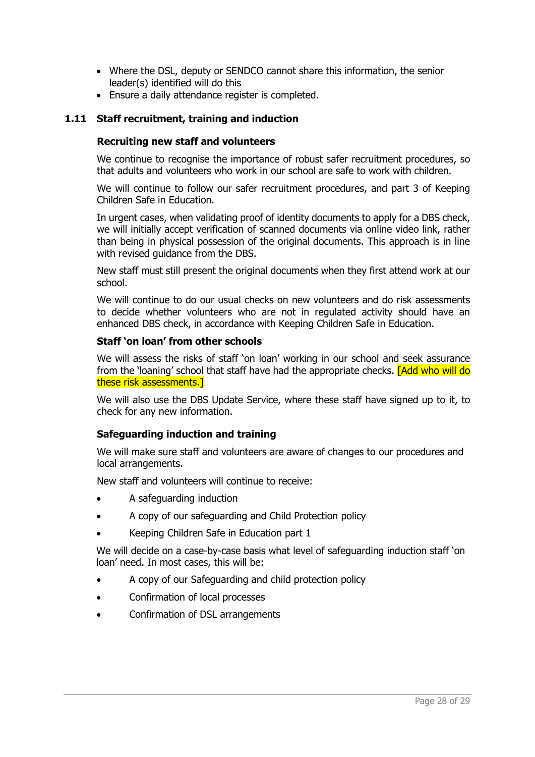- Where the DSL, deputy or SENDCO cannot share this information, the senior leader(s) identified will do this
- Ensure a daily attendance register is completed.

### 1.11 Staff recruitment, training and induction

#### Recruiting new staff and volunteers

We continue to recognise the importance of robust safer recruitment procedures, so that adults and volunteers who work in our school are safe to work with children.

We will continue to follow our safer recruitment procedures, and part 3 of Keeping Children Safe in Education.

In urgent cases, when validating proof of identity documents to apply for a DBS check, we will initially accept verification of scanned documents via online video link, rather than being in physical possession of the original documents. This approach is in line with revised guidance from the DBS.

New staff must still present the original documents when they first attend work at our school.

We will continue to do our usual checks on new volunteers and do risk assessments to decide whether volunteers who are not in regulated activity should have an enhanced DBS check, in accordance with Keeping Children Safe in Education.

#### Staff 'on loan' from other schools

We will assess the risks of staff 'on loan' working in our school and seek assurance from the 'loaning' school that staff have had the appropriate checks. [Add who will do these risk assessments.]

We will also use the DBS Update Service, where these staff have signed up to it, to check for any new information.

#### Safeguarding induction and training

We will make sure staff and volunteers are aware of changes to our procedures and local arrangements.

New staff and volunteers will continue to receive:

- A safeguarding induction
- A copy of our safeguarding and Child Protection policy
- Keeping Children Safe in Education part 1

We will decide on a case-by-case basis what level of safeguarding induction staff 'on loan' need. In most cases, this will be:

- A copy of our Safeguarding and child protection policy
- Confirmation of local processes
- Confirmation of DSL arrangements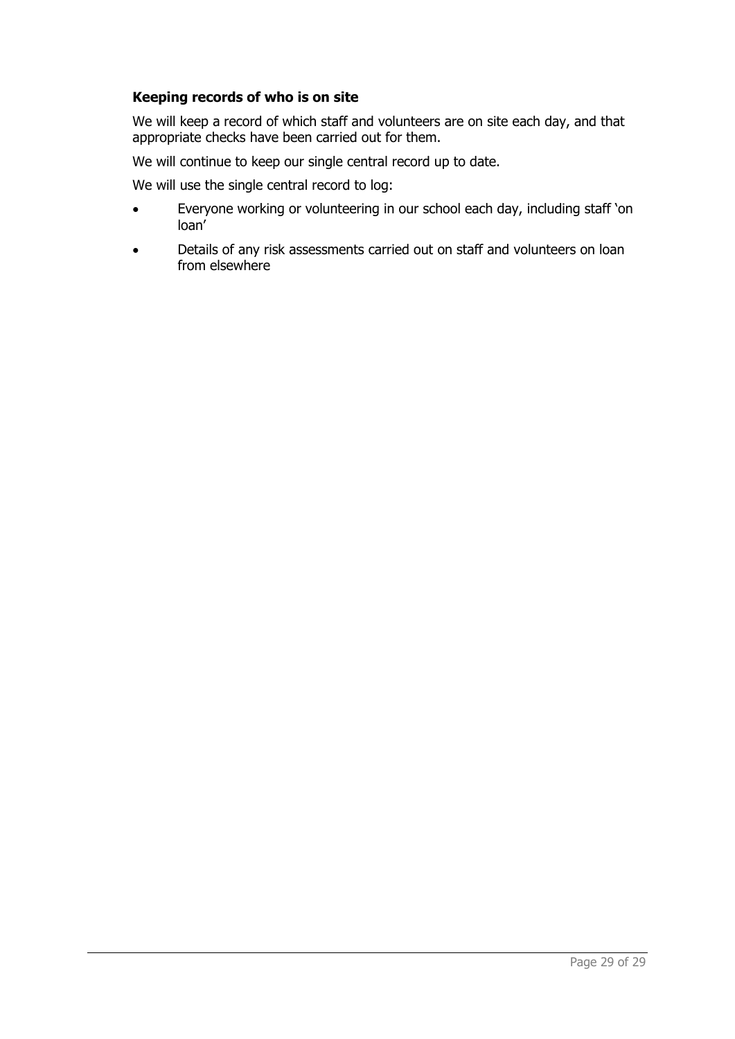**Keeping records of who is on site**

We will keep a record of which staff and volunteers are on site each day, and that appropriate checks have been carried out for them.

We will continue to keep our single central record up to date.

We will use the single central record to log:

- Everyone working or volunteering in our school each day, including staff 'on loan'
- Details of any risk assessments carried out on staff and volunteers on loan from elsewhere